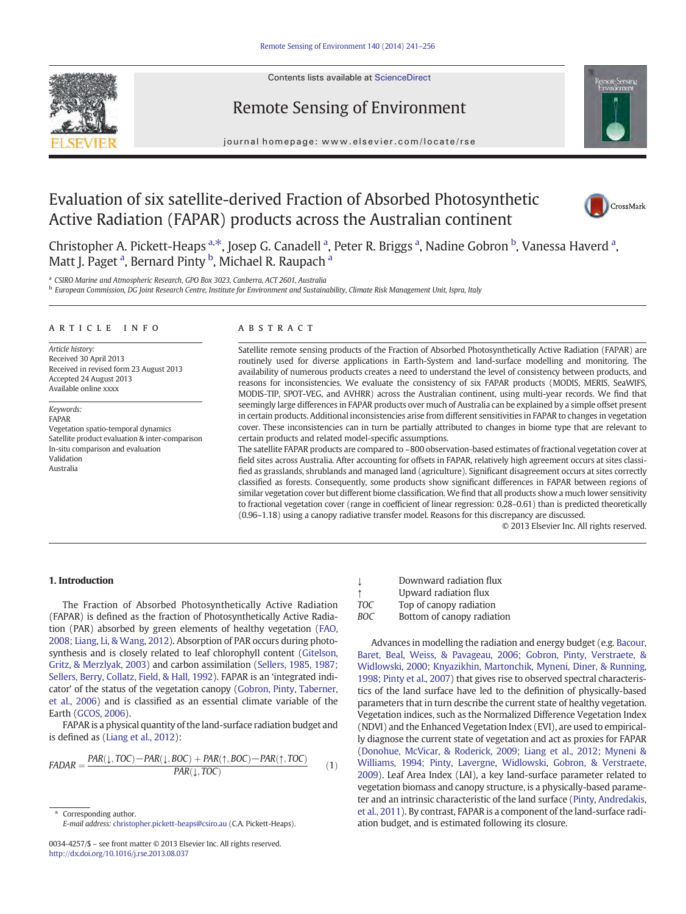# Evaluation of six satellite-derived Fraction of Absorbed Photosynthetic Active Radiation (FAPAR) products across the Australian continent

Christopher A. Pickett-Heaps [a,*], Josep G. Canadell [a], Peter R. Briggs [a], Nadine Gobron [b], Vanessa Haverd [a], Matt J. Paget [a], Bernard Pinty [b], Michael R. Raupach [a]

[a] CSIRO Marine and Atmospheric Research, GPO Box 3023, Canberra, ACT 2601, Australia

[b] European Commission, DG Joint Research Centre, Institute for Environment and Sustainability, Climate Risk Management Unit, Ispra, Italy

## ARTICLE INFO

*Article history:*
Received 30 April 2013
Received in revised form 23 August 2013
Accepted 24 August 2013
Available online xxxx

*Keywords:*
FAPAR
Vegetation spatio-temporal dynamics
Satellite product evaluation & inter-comparison
In-situ comparison and evaluation
Validation
Australia

## ABSTRACT

Satellite remote sensing products of the Fraction of Absorbed Photosynthetically Active Radiation (FAPAR) are routinely used for diverse applications in Earth-System and land-surface modelling and monitoring. The availability of numerous products creates a need to understand the level of consistency between products, and reasons for inconsistencies. We evaluate the consistency of six FAPAR products (MODIS, MERIS, SeaWIFS, MODIS-TIP, SPOT-VEG, and AVHRR) across the Australian continent, using multi-year records. We find that seemingly large differences in FAPAR products over much of Australia can be explained by a simple offset present in certain products. Additional inconsistencies arise from different sensitivities in FAPAR to changes in vegetation cover. These inconsistencies can in turn be partially attributed to changes in biome type that are relevant to certain products and related model-specific assumptions.

The satellite FAPAR products are compared to ~800 observation-based estimates of fractional vegetation cover at field sites across Australia. After accounting for offsets in FAPAR, relatively high agreement occurs at sites classified as grasslands, shrublands and managed land (agriculture). Significant disagreement occurs at sites correctly classified as forests. Consequently, some products show significant differences in FAPAR between regions of similar vegetation cover but different biome classification. We find that all products show a much lower sensitivity to fractional vegetation cover (range in coefficient of linear regression: 0.28–0.61) than is predicted theoretically (0.96–1.18) using a canopy radiative transfer model. Reasons for this discrepancy are discussed.

© 2013 Elsevier Inc. All rights reserved.

## 1. Introduction

The Fraction of Absorbed Photosynthetically Active Radiation (FAPAR) is defined as the fraction of Photosynthetically Active Radiation (PAR) absorbed by green elements of healthy vegetation (FAO, 2008; Liang, Li, & Wang, 2012). Absorption of PAR occurs during photosynthesis and is closely related to leaf chlorophyll content (Gitelson, Gritz, & Merzlyak, 2003) and carbon assimilation (Sellers, 1985, 1987; Sellers, Berry, Collatz, Field, & Hall, 1992). FAPAR is an 'integrated indicator' of the status of the vegetation canopy (Gobron, Pinty, Taberner, et al., 2006) and is classified as an essential climate variable of the Earth (GCOS, 2006).

FAPAR is a physical quantity of the land-surface radiation budget and is defined as (Liang et al., 2012):

$$FADAR = \frac{PAR(\downarrow, TOC) - PAR(\downarrow, BOC) + PAR(\uparrow, BOC) - PAR(\uparrow, TOC)}{PAR(\downarrow, TOC)} \quad (1)$$

| | |
|---|---|
| $\downarrow$ | Downward radiation flux |
| $\uparrow$ | Upward radiation flux |
| *TOC* | Top of canopy radiation |
| *BOC* | Bottom of canopy radiation |

Advances in modelling the radiation and energy budget (e.g. Bacour, Baret, Beal, Weiss, & Pavageau, 2006; Gobron, Pinty, Verstraete, & Widlowski, 2000; Knyazikhin, Martonchik, Myneni, Diner, & Running, 1998; Pinty et al., 2007) that gives rise to observed spectral characteristics of the land surface have led to the definition of physically-based parameters that in turn describe the current state of healthy vegetation. Vegetation indices, such as the Normalized Difference Vegetation Index (NDVI) and the Enhanced Vegetation Index (EVI), are used to empirically diagnose the current state of vegetation and act as proxies for FAPAR (Donohue, McVicar, & Roderick, 2009; Liang et al., 2012; Myneni & Williams, 1994; Pinty, Lavergne, Widlowski, Gobron, & Verstraete, 2009). Leaf Area Index (LAI), a key land-surface parameter related to vegetation biomass and canopy structure, is a physically-based parameter and an intrinsic characteristic of the land surface (Pinty, Andredakis, et al., 2011). By contrast, FAPAR is a component of the land-surface radiation budget, and is estimated following its closure.

\* Corresponding author.
E-mail address: christopher.pickett-heaps@csiro.au (C.A. Pickett-Heaps).

0034-4257/$ – see front matter © 2013 Elsevier Inc. All rights reserved.
http://dx.doi.org/10.1016/j.rse.2013.08.037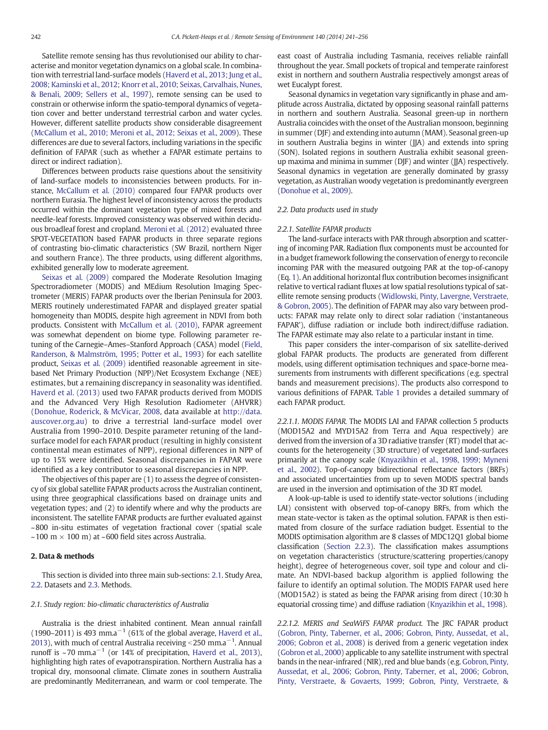Satellite remote sensing has thus revolutionised our ability to characterise and monitor vegetation dynamics on a global scale. In combination with terrestrial land-surface models (Haverd et al., 2013; Jung et al., 2008; Kaminski et al., 2012; Knorr et al., 2010; Seixas, Carvalhais, Nunes, & Benali, 2009; Sellers et al., 1997), remote sensing can be used to constrain or otherwise inform the spatio-temporal dynamics of vegetation cover and better understand terrestrial carbon and water cycles. However, different satellite products show considerable disagreement (McCallum et al., 2010; Meroni et al., 2012; Seixas et al., 2009). These differences are due to several factors, including variations in the specific definition of FAPAR (such as whether a FAPAR estimate pertains to direct or indirect radiation).

Differences between products raise questions about the sensitivity of land-surface models to inconsistencies between products. For instance, McCallum et al. (2010) compared four FAPAR products over northern Eurasia. The highest level of inconsistency across the products occurred within the dominant vegetation type of mixed forests and needle-leaf forests. Improved consistency was observed within deciduous broadleaf forest and cropland. Meroni et al. (2012) evaluated three SPOT-VEGETATION based FAPAR products in three separate regions of contrasting bio-climatic characteristics (SW Brazil, northern Niger and southern France). The three products, using different algorithms, exhibited generally low to moderate agreement.

Seixas et al. (2009) compared the Moderate Resolution Imaging Spectroradiometer (MODIS) and MEdium Resolution Imaging Spectrometer (MERIS) FAPAR products over the Iberian Peninsula for 2003. MERIS routinely underestimated FAPAR and displayed greater spatial homogeneity than MODIS, despite high agreement in NDVI from both products. Consistent with McCallum et al. (2010), FAPAR agreement was somewhat dependent on biome type. Following parameter retuning of the Carnegie–Ames–Stanford Approach (CASA) model (Field, Randerson, & Malmström, 1995; Potter et al., 1993) for each satellite product, Seixas et al. (2009) identified reasonable agreement in site-based Net Primary Production (NPP)/Net Ecosystem Exchange (NEE) estimates, but a remaining discrepancy in seasonality was identified. Haverd et al. (2013) used two FAPAR products derived from MODIS and the Advanced Very High Resolution Radiometer (AVHRR) (Donohue, Roderick, & McVicar, 2008, data available at http://data.auscover.org.au) to drive a terrestrial land-surface model over Australia from 1990–2010. Despite parameter retuning of the land-surface model for each FAPAR product (resulting in highly consistent continental mean estimates of NPP), regional differences in NPP of up to 15% were identified. Seasonal discrepancies in FAPAR were identified as a key contributor to seasonal discrepancies in NPP.

The objectives of this paper are (1) to assess the degree of consistency of six global satellite FAPAR products across the Australian continent, using three geographical classifications based on drainage units and vegetation types; and (2) to identify where and why the products are inconsistent. The satellite FAPAR products are further evaluated against ~800 in-situ estimates of vegetation fractional cover (spatial scale ~100 m × 100 m) at ~600 field sites across Australia.

## 2. Data & methods

This section is divided into three main sub-sections: 2.1. Study Area, 2.2. Datasets and 2.3. Methods.

### 2.1. Study region: bio-climatic characteristics of Australia

Australia is the driest inhabited continent. Mean annual rainfall (1990–2011) is 493 mm.a$^{-1}$ (61% of the global average, Haverd et al., 2013), with much of central Australia receiving <250 mm.a$^{-1}$. Annual runoff is ~70 mm.a$^{-1}$ (or 14% of precipitation, Haverd et al., 2013), highlighting high rates of evapotranspiration. Northern Australia has a tropical dry, monsoonal climate. Climate zones in southern Australia are predominantly Mediterranean, and warm or cool temperate. The east coast of Australia including Tasmania, receives reliable rainfall throughout the year. Small pockets of tropical and temperate rainforest exist in northern and southern Australia respectively amongst areas of wet Eucalypt forest.

Seasonal dynamics in vegetation vary significantly in phase and amplitude across Australia, dictated by opposing seasonal rainfall patterns in northern and southern Australia. Seasonal green-up in northern Australia coincides with the onset of the Australian monsoon, beginning in summer (DJF) and extending into autumn (MAM). Seasonal green-up in southern Australia begins in winter (JJA) and extends into spring (SON). Isolated regions in southern Australia exhibit seasonal green-up maxima and minima in summer (DJF) and winter (JJA) respectively. Seasonal dynamics in vegetation are generally dominated by grassy vegetation, as Australian woody vegetation is predominantly evergreen (Donohue et al., 2009).

### 2.2. Data products used in study

#### 2.2.1. Satellite FAPAR products

The land-surface interacts with PAR through absorption and scattering of incoming PAR. Radiation flux components must be accounted for in a budget framework following the conservation of energy to reconcile incoming PAR with the measured outgoing PAR at the top-of-canopy (Eq. 1). An additional horizontal flux contribution becomes insignificant relative to vertical radiant fluxes at low spatial resolutions typical of satellite remote sensing products (Widlowski, Pinty, Lavergne, Verstraete, & Gobron, 2005). The definition of FAPAR may also vary between products: FAPAR may relate only to direct solar radiation ('instantaneous FAPAR'), diffuse radiation or include both indirect/diffuse radiation. The FAPAR estimate may also relate to a particular instant in time.

This paper considers the inter-comparison of six satellite-derived global FAPAR products. The products are generated from different models, using different optimisation techniques and space-borne measurements from instruments with different specifications (e.g. spectral bands and measurement precisions). The products also correspond to various definitions of FAPAR. Table 1 provides a detailed summary of each FAPAR product.

*2.2.1.1. MODIS FAPAR.* The MODIS LAI and FAPAR collection 5 products (MOD15A2 and MYD15A2 from Terra and Aqua respectively) are derived from the inversion of a 3D radiative transfer (RT) model that accounts for the heterogeneity (3D structure) of vegetated land-surfaces primarily at the canopy scale (Knyazikhin et al., 1998, 1999; Myneni et al., 2002). Top-of-canopy bidirectional reflectance factors (BRFs) and associated uncertainties from up to seven MODIS spectral bands are used in the inversion and optimisation of the 3D RT model.

A look-up-table is used to identify state-vector solutions (including LAI) consistent with observed top-of-canopy BRFs, from which the mean state-vector is taken as the optimal solution. FAPAR is then estimated from closure of the surface radiation budget. Essential to the MODIS optimisation algorithm are 8 classes of MDC12Q1 global biome classification (Section 2.2.3). The classification makes assumptions on vegetation characteristics (structure/scattering properties/canopy height), degree of heterogeneous cover, soil type and colour and climate. An NDVI-based backup algorithm is applied following the failure to identify an optimal solution. The MODIS FAPAR used here (MOD15A2) is stated as being the FAPAR arising from direct (10:30 h equatorial crossing time) and diffuse radiation (Knyazikhin et al., 1998).

*2.2.1.2. MERIS and SeaWiFS FAPAR product.* The JRC FAPAR product (Gobron, Pinty, Taberner, et al., 2006; Gobron, Pinty, Aussedat, et al., 2006; Gobron et al., 2008) is derived from a generic vegetation index (Gobron et al., 2000) applicable to any satellite instrument with spectral bands in the near-infrared (NIR), red and blue bands (e.g. Gobron, Pinty, Aussedat, et al., 2006; Gobron, Pinty, Taberner, et al., 2006; Gobron, Pinty, Verstraete, & Govaerts, 1999; Gobron, Pinty, Verstraete, &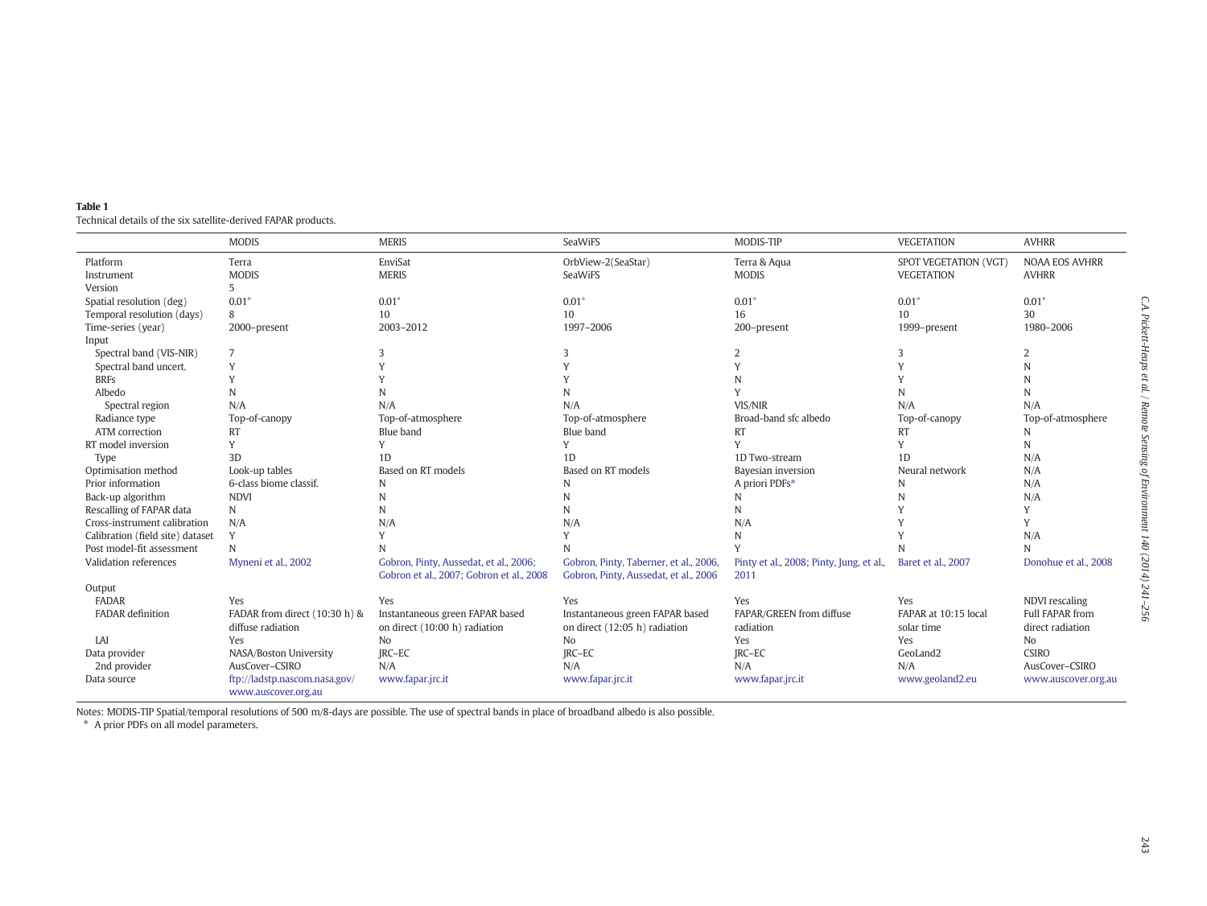**Table 1**
Technical details of the six satellite-derived FAPAR products.

| | MODIS | MERIS | SeaWiFS | MODIS-TIP | VEGETATION | AVHRR |
|---|---|---|---|---|---|---|
| Platform | Terra | EnviSat | OrbView-2(SeaStar) | Terra & Aqua | SPOT VEGETATION (VGT) | NOAA EOS AVHRR |
| Instrument | MODIS | MERIS | SeaWiFS | MODIS | VEGETATION | AVHRR |
| Version | 5 | | | | | |
| Spatial resolution (deg) | 0.01° | 0.01° | 0.01° | 0.01° | 0.01° | 0.01° |
| Temporal resolution (days) | 8 | 10 | 10 | 16 | 10 | 30 |
| Time-series (year) | 2000–present | 2003–2012 | 1997–2006 | 200–present | 1999–present | 1980–2006 |
| Input | | | | | | |
| Spectral band (VIS-NIR) | 7 | 3 | 3 | 2 | 3 | 2 |
| Spectral band uncert. | Y | Y | Y | Y | Y | N |
| BRFs | Y | Y | Y | N | Y | N |
| Albedo | N | N | N | Y | N | N |
| Spectral region | N/A | N/A | N/A | VIS/NIR | N/A | N/A |
| Radiance type | Top-of-canopy | Top-of-atmosphere | Top-of-atmosphere | Broad-band sfc albedo | Top-of-canopy | Top-of-atmosphere |
| ATM correction | RT | Blue band | Blue band | RT | RT | N |
| RT model inversion | Y | Y | Y | Y | Y | N |
| Type | 3D | 1D | 1D | 1D Two-stream | 1D | N/A |
| Optimisation method | Look-up tables | Based on RT models | Based on RT models | Bayesian inversion | Neural network | N/A |
| Prior information | 6-class biome classif. | N | N | A priori PDFs* | N | N/A |
| Back-up algorithm | NDVI | N | N | N | N | N/A |
| Rescalling of FAPAR data | N | N | N | N | Y | Y |
| Cross-instrument calibration | N/A | N/A | N/A | N/A | Y | Y |
| Calibration (field site) dataset | Y | Y | Y | N | Y | N/A |
| Post model-fit assessment | N | N | N | Y | N | N |
| Validation references | Myneni et al., 2002 | Gobron, Pinty, Aussedat, et al., 2006; Gobron et al., 2007; Gobron et al., 2008 | Gobron, Pinty, Taberner, et al., 2006, Gobron, Pinty, Aussedat, et al., 2006 | Pinty et al., 2008; Pinty, Jung, et al., 2011 | Baret et al., 2007 | Donohue et al., 2008 |
| Output | | | | | | |
| FADAR | Yes | Yes | Yes | Yes | Yes | NDVI rescaling |
| FADAR definition | FADAR from direct (10:30 h) & diffuse radiation | Instantaneous green FAPAR based on direct (10:00 h) radiation | Instantaneous green FAPAR based on direct (12:05 h) radiation | FAPAR/GREEN from diffuse radiation | FAPAR at 10:15 local solar time | Full FAPAR from direct radiation |
| LAI | Yes | No | No | Yes | Yes | No |
| Data provider | NASA/Boston University | JRC–EC | JRC–EC | JRC–EC | GeoLand2 | CSIRO |
| 2nd provider | AusCover–CSIRO | N/A | N/A | N/A | N/A | AusCover–CSIRO |
| Data source | ftp://ladstp.nascom.nasa.gov/ www.auscover.org.au | www.fapar.jrc.it | www.fapar.jrc.it | www.fapar.jrc.it | www.geoland2.eu | www.auscover.org.au |

Notes: MODIS-TIP Spatial/temporal resolutions of 500 m/8-days are possible. The use of spectral bands in place of broadband albedo is also possible.
\* A prior PDFs on all model parameters.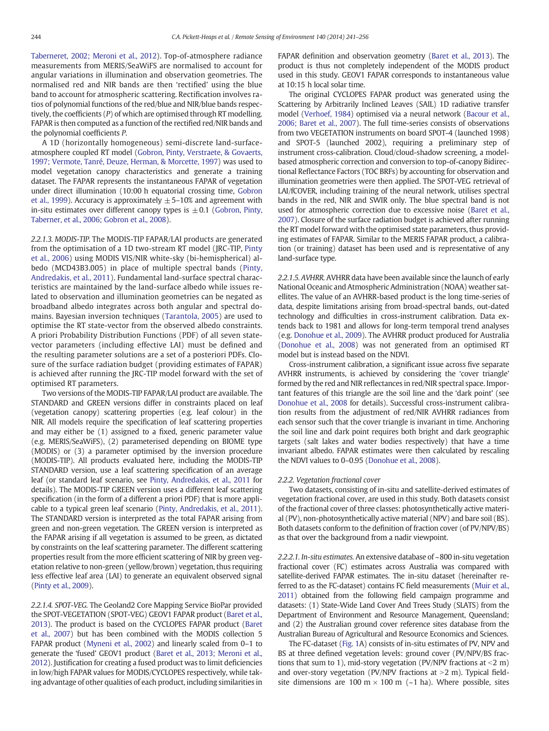Taberneret, 2002; Meroni et al., 2012). Top-of-atmosphere radiance measurements from MERIS/SeaWiFS are normalised to account for angular variations in illumination and observation geometries. The normalised red and NIR bands are then 'rectified' using the blue band to account for atmospheric scattering. Rectification involves ratios of polynomial functions of the red/blue and NIR/blue bands respectively, the coefficients ($P$) of which are optimised through RT modelling. FAPAR is then computed as a function of the rectified red/NIR bands and the polynomial coefficients $P$.

A 1D (horizontally homogeneous) semi-discrete land-surface-atmosphere coupled RT model (Gobron, Pinty, Verstraete, & Govaerts, 1997; Vermote, Tanré, Deuze, Herman, & Morcette, 1997) was used to model vegetation canopy characteristics and generate a training dataset. The FAPAR represents the instantaneous FAPAR of vegetation under direct illumination (10:00 h equatorial crossing time, Gobron et al., 1999). Accuracy is approximately $\pm 5$–10% and agreement with in-situ estimates over different canopy types is $\pm 0.1$ (Gobron, Pinty, Taberner, et al., 2006; Gobron et al., 2008).

*2.2.1.3. MODIS-TIP.* The MODIS-TIP FAPAR/LAI products are generated from the optimisation of a 1D two-stream RT model (JRC-TIP, Pinty et al., 2006) using MODIS VIS/NIR white-sky (bi-hemispherical) albedo (MCD43B3.005) in place of multiple spectral bands (Pinty, Andredakis, et al., 2011). Fundamental land-surface spectral characteristics are maintained by the land-surface albedo while issues related to observation and illumination geometries can be negated as broadband albedo integrates across both angular and spectral domains. Bayesian inversion techniques (Tarantola, 2005) are used to optimise the RT state-vector from the observed albedo constraints. A priori Probability Distribution Functions (PDF) of all seven state-vector parameters (including effective LAI) must be defined and the resulting parameter solutions are a set of a posteriori PDFs. Closure of the surface radiation budget (providing estimates of FAPAR) is achieved after running the JRC-TIP model forward with the set of optimised RT parameters.

Two versions of the MODIS-TIP FAPAR/LAI product are available. The STANDARD and GREEN versions differ in constraints placed on leaf (vegetation canopy) scattering properties (e.g. leaf colour) in the NIR. All models require the specification of leaf scattering properties and may either be (1) assigned to a fixed, generic parameter value (e.g. MERIS/SeaWiFS), (2) parameterised depending on BIOME type (MODIS) or (3) a parameter optimised by the inversion procedure (MODIS-TIP). All products evaluated here, including the MODIS-TIP STANDARD version, use a leaf scattering specification of an average leaf (or standard leaf scenario, see Pinty, Andredakis, et al., 2011 for details). The MODIS-TIP GREEN version uses a different leaf scattering specification (in the form of a different a priori PDF) that is more applicable to a typical green leaf scenario (Pinty, Andredakis, et al., 2011). The STANDARD version is interpreted as the total FAPAR arising from green and non-green vegetation. The GREEN version is interpreted as the FAPAR arising if all vegetation is assumed to be green, as dictated by constraints on the leaf scattering parameter. The different scattering properties result from the more efficient scattering of NIR by green vegetation relative to non-green (yellow/brown) vegetation, thus requiring less effective leaf area (LAI) to generate an equivalent observed signal (Pinty et al., 2009).

*2.2.1.4. SPOT-VEG.* The Geoland2 Core Mapping Service BioPar provided the SPOT-VEGETATION (SPOT-VEG) GEOV1 FAPAR product (Baret et al., 2013). The product is based on the CYCLOPES FAPAR product (Baret et al., 2007) but has been combined with the MODIS collection 5 FAPAR product (Myneni et al., 2002) and linearly scaled from 0–1 to generate the 'fused' GEOV1 product (Baret et al., 2013; Meroni et al., 2012). Justification for creating a fused product was to limit deficiencies in low/high FAPAR values for MODIS/CYCLOPES respectively, while taking advantage of other qualities of each product, including similarities in FAPAR definition and observation geometry (Baret et al., 2013). The product is thus not completely independent of the MODIS product used in this study. GEOV1 FAPAR corresponds to instantaneous value at 10:15 h local solar time.

The original CYCLOPES FAPAR product was generated using the Scattering by Arbitrarily Inclined Leaves (SAIL) 1D radiative transfer model (Verhoef, 1984) optimised via a neural network (Bacour et al., 2006; Baret et al., 2007). The full time-series consists of observations from two VEGETATION instruments on board SPOT-4 (launched 1998) and SPOT-5 (launched 2002), requiring a preliminary step of instrument cross-calibration. Cloud/cloud-shadow screening, a model-based atmospheric correction and conversion to top-of-canopy Bidirectional Reflectance Factors (TOC BRFs) by accounting for observation and illumination geometries were then applied. The SPOT-VEG retrieval of LAI/fCOVER, including training of the neural network, utilises spectral bands in the red, NIR and SWIR only. The blue spectral band is not used for atmospheric correction due to excessive noise (Baret et al., 2007). Closure of the surface radiation budget is achieved after running the RT model forward with the optimised state parameters, thus providing estimates of FAPAR. Similar to the MERIS FAPAR product, a calibration (or training) dataset has been used and is representative of any land-surface type.

*2.2.1.5. AVHRR.* AVHRR data have been available since the launch of early National Oceanic and Atmospheric Administration (NOAA) weather satellites. The value of an AVHRR-based product is the long time-series of data, despite limitations arising from broad-spectral bands, out-dated technology and difficulties in cross-instrument calibration. Data extends back to 1981 and allows for long-term temporal trend analyses (e.g. Donohue et al., 2009). The AVHRR product produced for Australia (Donohue et al., 2008) was not generated from an optimised RT model but is instead based on the NDVI.

Cross-instrument calibration, a significant issue across five separate AVHRR instruments, is achieved by considering the 'cover triangle' formed by the red and NIR reflectances in red/NIR spectral space. Important features of this triangle are the soil line and the 'dark point' (see Donohue et al., 2008 for details). Successful cross-instrument calibration results from the adjustment of red/NIR AVHRR radiances from each sensor such that the cover triangle is invariant in time. Anchoring the soil line and dark point requires both bright and dark geographic targets (salt lakes and water bodies respectively) that have a time invariant albedo. FAPAR estimates were then calculated by rescaling the NDVI values to 0–0.95 (Donohue et al., 2008).

### 2.2.2. Vegetation fractional cover

Two datasets, consisting of in-situ and satellite-derived estimates of vegetation fractional cover, are used in this study. Both datasets consist of the fractional cover of three classes: photosynthetically active material (PV), non-photosynthetically active material (NPV) and bare soil (BS). Both datasets conform to the definition of fraction cover (of PV/NPV/BS) as that over the background from a nadir viewpoint.

*2.2.2.1. In-situ estimates.* An extensive database of ~800 in-situ vegetation fractional cover (FC) estimates across Australia was compared with satellite-derived FAPAR estimates. The in-situ dataset (hereinafter referred to as the FC-dataset) contains FC field measurements (Muir et al., 2011) obtained from the following field campaign programme and datasets: (1) State-Wide Land Cover And Trees Study (SLATS) from the Department of Environment and Resource Management, Queensland; and (2) the Australian ground cover reference sites database from the Australian Bureau of Agricultural and Resource Economics and Sciences.

The FC-dataset (Fig. 1A) consists of in-situ estimates of PV, NPV and BS at three defined vegetation levels: ground cover (PV/NPV/BS fractions that sum to 1), mid-story vegetation (PV/NPV fractions at <2 m) and over-story vegetation (PV/NPV fractions at >2 m). Typical field-site dimensions are 100 m × 100 m (~1 ha). Where possible, sites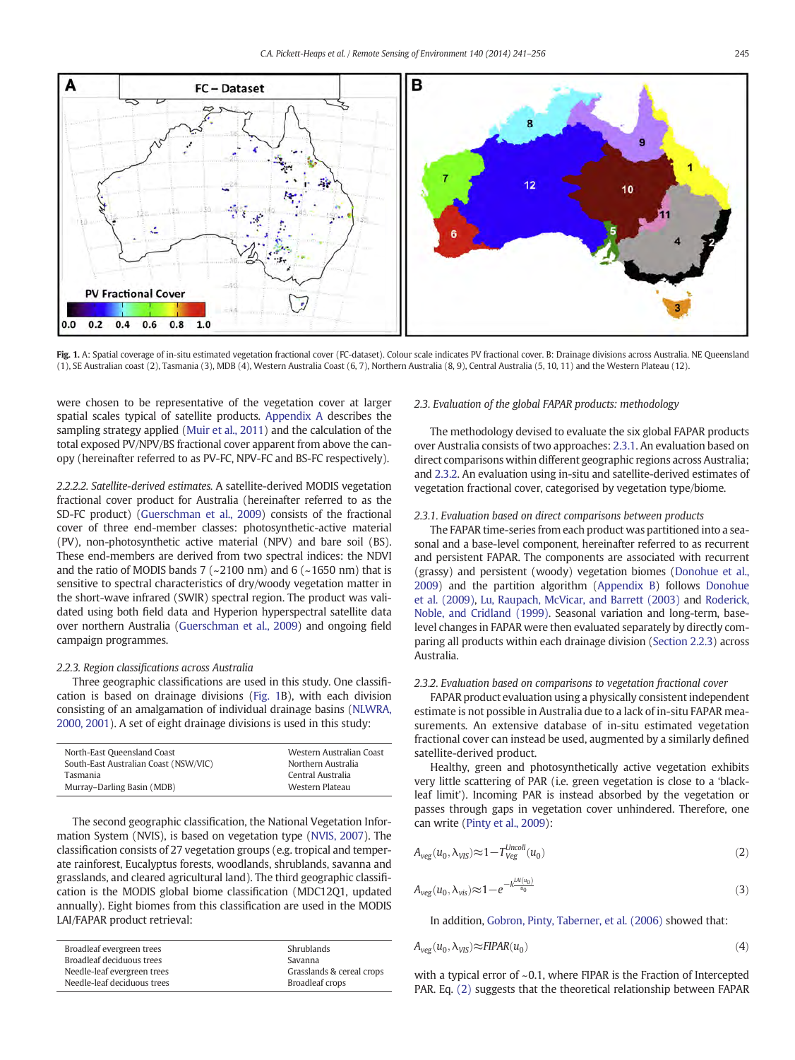Fig. 1. A: Spatial coverage of in-situ estimated vegetation fractional cover (FC-dataset). Colour scale indicates PV fractional cover. B: Drainage divisions across Australia. NE Queensland (1), SE Australian coast (2), Tasmania (3), MDB (4), Western Australia Coast (6, 7), Northern Australia (8, 9), Central Australia (5, 10, 11) and the Western Plateau (12).

were chosen to be representative of the vegetation cover at larger spatial scales typical of satellite products. Appendix A describes the sampling strategy applied (Muir et al., 2011) and the calculation of the total exposed PV/NPV/BS fractional cover apparent from above the canopy (hereinafter referred to as PV-FC, NPV-FC and BS-FC respectively).

*2.2.2.2. Satellite-derived estimates.* A satellite-derived MODIS vegetation fractional cover product for Australia (hereinafter referred to as the SD-FC product) (Guerschman et al., 2009) consists of the fractional cover of three end-member classes: photosynthetic-active material (PV), non-photosynthetic active material (NPV) and bare soil (BS). These end-members are derived from two spectral indices: the NDVI and the ratio of MODIS bands 7 (~2100 nm) and 6 (~1650 nm) that is sensitive to spectral characteristics of dry/woody vegetation matter in the short-wave infrared (SWIR) spectral region. The product was validated using both field data and Hyperion hyperspectral satellite data over northern Australia (Guerschman et al., 2009) and ongoing field campaign programmes.

### 2.2.3. Region classifications across Australia

Three geographic classifications are used in this study. One classification is based on drainage divisions (Fig. 1B), with each division consisting of an amalgamation of individual drainage basins (NLWRA, 2000, 2001). A set of eight drainage divisions is used in this study:

| | |
|---|---|
| North-East Queensland Coast | Western Australian Coast |
| South-East Australian Coast (NSW/VIC) | Northern Australia |
| Tasmania | Central Australia |
| Murray–Darling Basin (MDB) | Western Plateau |

The second geographic classification, the National Vegetation Information System (NVIS), is based on vegetation type (NVIS, 2007). The classification consists of 27 vegetation groups (e.g. tropical and temperate rainforest, Eucalyptus forests, woodlands, shrublands, savanna and grasslands, and cleared agricultural land). The third geographic classification is the MODIS global biome classification (MDC12Q1, updated annually). Eight biomes from this classification are used in the MODIS LAI/FAPAR product retrieval:

| | |
|---|---|
| Broadleaf evergreen trees | Shrublands |
| Broadleaf deciduous trees | Savanna |
| Needle-leaf evergreen trees | Grasslands & cereal crops |
| Needle-leaf deciduous trees | Broadleaf crops |

### 2.3. Evaluation of the global FAPAR products: methodology

The methodology devised to evaluate the six global FAPAR products over Australia consists of two approaches: 2.3.1. An evaluation based on direct comparisons within different geographic regions across Australia; and 2.3.2. An evaluation using in-situ and satellite-derived estimates of vegetation fractional cover, categorised by vegetation type/biome.

#### 2.3.1. Evaluation based on direct comparisons between products

The FAPAR time-series from each product was partitioned into a seasonal and a base-level component, hereinafter referred to as recurrent and persistent FAPAR. The components are associated with recurrent (grassy) and persistent (woody) vegetation biomes (Donohue et al., 2009) and the partition algorithm (Appendix B) follows Donohue et al. (2009), Lu, Raupach, McVicar, and Barrett (2003) and Roderick, Noble, and Cridland (1999). Seasonal variation and long-term, base-level changes in FAPAR were then evaluated separately by directly comparing all products within each drainage division (Section 2.2.3) across Australia.

#### 2.3.2. Evaluation based on comparisons to vegetation fractional cover

FAPAR product evaluation using a physically consistent independent estimate is not possible in Australia due to a lack of in-situ FAPAR measurements. An extensive database of in-situ estimated vegetation fractional cover can instead be used, augmented by a similarly defined satellite-derived product.

Healthy, green and photosynthetically active vegetation exhibits very little scattering of PAR (i.e. green vegetation is close to a 'black-leaf limit'). Incoming PAR is instead absorbed by the vegetation or passes through gaps in vegetation cover unhindered. Therefore, one can write (Pinty et al., 2009):

$$A_{veg}(u_0, \lambda_{VIS}) \approx 1 - T_{Veg}^{Uncoll}(u_0) \tag{2}$$

$$A_{veg}(u_0, \lambda_{vis}) \approx 1 - e^{-k\frac{LAI(u_0)}{u_0}} \tag{3}$$

In addition, Gobron, Pinty, Taberner, et al. (2006) showed that:

$$A_{veg}(u_0, \lambda_{VIS}) \approx FIPAR(u_0) \tag{4}$$

with a typical error of ~0.1, where FIPAR is the Fraction of Intercepted PAR. Eq. (2) suggests that the theoretical relationship between FAPAR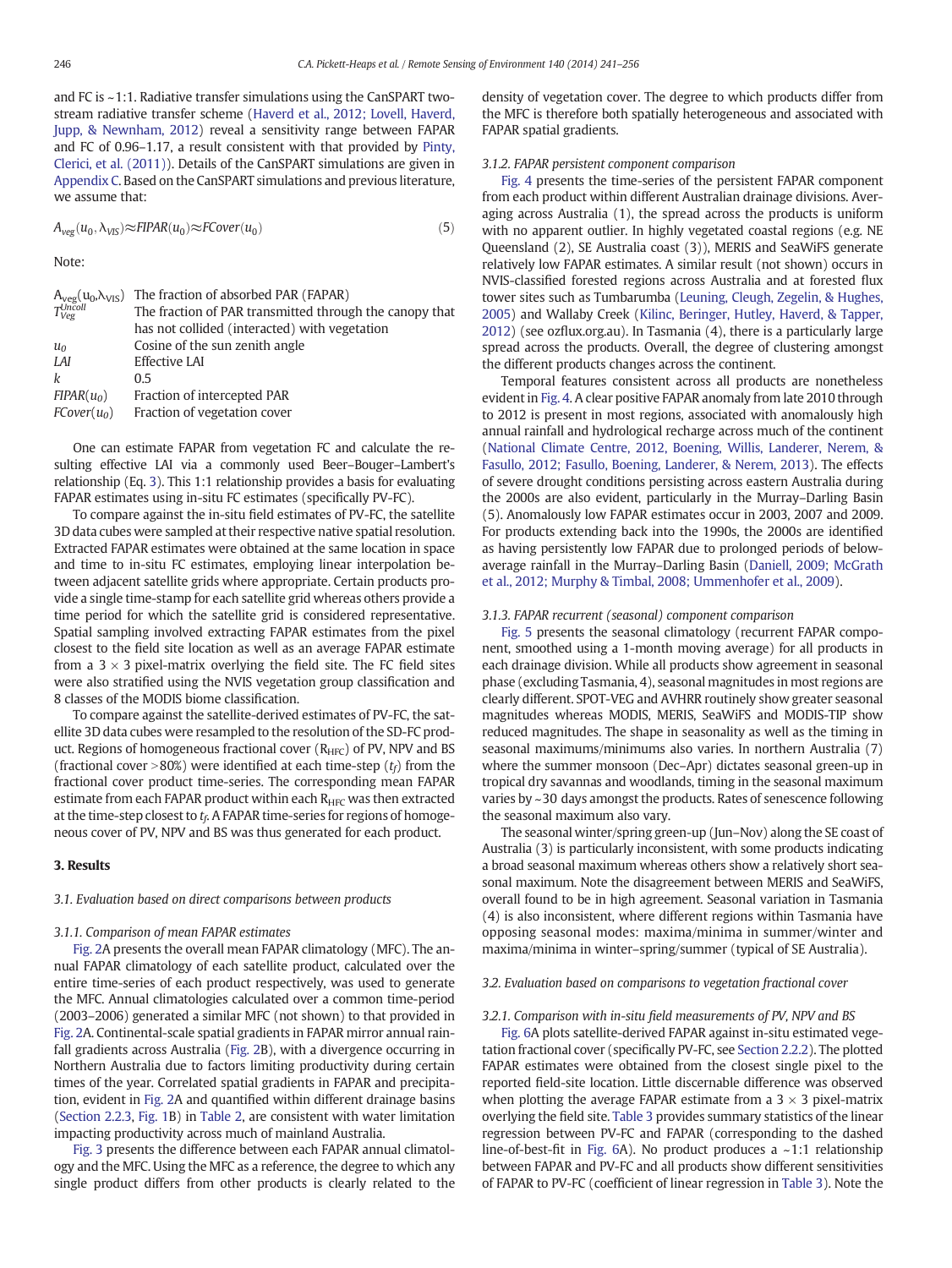and FC is ~1:1. Radiative transfer simulations using the CanSPART two-stream radiative transfer scheme (Haverd et al., 2012; Lovell, Haverd, Jupp, & Newnham, 2012) reveal a sensitivity range between FAPAR and FC of 0.96–1.17, a result consistent with that provided by Pinty, Clerici, et al. (2011)). Details of the CanSPART simulations are given in Appendix C. Based on the CanSPART simulations and previous literature, we assume that:

$$A_{veg}(u_0, \lambda_{VIS}) \approx FIPAR(u_0) \approx FCover(u_0) \tag{5}$$

Note:

| | |
|---|---|
| $A_{veg}(u_0,\lambda_{VIS})$ | The fraction of absorbed PAR (FAPAR) |
| $T_{Veg}^{Uncoll}$ | The fraction of PAR transmitted through the canopy that has not collided (interacted) with vegetation |
| $u_0$ | Cosine of the sun zenith angle |
| $LAI$ | Effective LAI |
| $k$ | 0.5 |
| $FIPAR(u_0)$ | Fraction of intercepted PAR |
| $FCover(u_0)$ | Fraction of vegetation cover |

One can estimate FAPAR from vegetation FC and calculate the resulting effective LAI via a commonly used Beer–Bouger–Lambert's relationship (Eq. 3). This 1:1 relationship provides a basis for evaluating FAPAR estimates using in-situ FC estimates (specifically PV-FC).

To compare against the in-situ field estimates of PV-FC, the satellite 3D data cubes were sampled at their respective native spatial resolution. Extracted FAPAR estimates were obtained at the same location in space and time to in-situ FC estimates, employing linear interpolation between adjacent satellite grids where appropriate. Certain products provide a single time-stamp for each satellite grid whereas others provide a time period for which the satellite grid is considered representative. Spatial sampling involved extracting FAPAR estimates from the pixel closest to the field site location as well as an average FAPAR estimate from a 3 × 3 pixel-matrix overlying the field site. The FC field sites were also stratified using the NVIS vegetation group classification and 8 classes of the MODIS biome classification.

To compare against the satellite-derived estimates of PV-FC, the satellite 3D data cubes were resampled to the resolution of the SD-FC product. Regions of homogeneous fractional cover ($R_{HFC}$) of PV, NPV and BS (fractional cover >80%) were identified at each time-step ($t_f$) from the fractional cover product time-series. The corresponding mean FAPAR estimate from each FAPAR product within each $R_{HFC}$ was then extracted at the time-step closest to $t_f$. A FAPAR time-series for regions of homogeneous cover of PV, NPV and BS was thus generated for each product.

## 3. Results

### 3.1. Evaluation based on direct comparisons between products

#### 3.1.1. Comparison of mean FAPAR estimates

Fig. 2A presents the overall mean FAPAR climatology (MFC). The annual FAPAR climatology of each satellite product, calculated over the entire time-series of each product respectively, was used to generate the MFC. Annual climatologies calculated over a common time-period (2003–2006) generated a similar MFC (not shown) to that provided in Fig. 2A. Continental-scale spatial gradients in FAPAR mirror annual rainfall gradients across Australia (Fig. 2B), with a divergence occurring in Northern Australia due to factors limiting productivity during certain times of the year. Correlated spatial gradients in FAPAR and precipitation, evident in Fig. 2A and quantified within different drainage basins (Section 2.2.3, Fig. 1B) in Table 2, are consistent with water limitation impacting productivity across much of mainland Australia.

Fig. 3 presents the difference between each FAPAR annual climatology and the MFC. Using the MFC as a reference, the degree to which any single product differs from other products is clearly related to the density of vegetation cover. The degree to which products differ from the MFC is therefore both spatially heterogeneous and associated with FAPAR spatial gradients.

#### 3.1.2. FAPAR persistent component comparison

Fig. 4 presents the time-series of the persistent FAPAR component from each product within different Australian drainage divisions. Averaging across Australia (1), the spread across the products is uniform with no apparent outlier. In highly vegetated coastal regions (e.g. NE Queensland (2), SE Australia coast (3)), MERIS and SeaWiFS generate relatively low FAPAR estimates. A similar result (not shown) occurs in NVIS-classified forested regions across Australia and at forested flux tower sites such as Tumbarumba (Leuning, Cleugh, Zegelin, & Hughes, 2005) and Wallaby Creek (Kilinc, Beringer, Hutley, Haverd, & Tapper, 2012) (see ozflux.org.au). In Tasmania (4), there is a particularly large spread across the products. Overall, the degree of clustering amongst the different products changes across the continent.

Temporal features consistent across all products are nonetheless evident in Fig. 4. A clear positive FAPAR anomaly from late 2010 through to 2012 is present in most regions, associated with anomalously high annual rainfall and hydrological recharge across much of the continent (National Climate Centre, 2012, Boening, Willis, Landerer, Nerem, & Fasullo, 2012; Fasullo, Boening, Landerer, & Nerem, 2013). The effects of severe drought conditions persisting across eastern Australia during the 2000s are also evident, particularly in the Murray–Darling Basin (5). Anomalously low FAPAR estimates occur in 2003, 2007 and 2009. For products extending back into the 1990s, the 2000s are identified as having persistently low FAPAR due to prolonged periods of below-average rainfall in the Murray–Darling Basin (Daniell, 2009; McGrath et al., 2012; Murphy & Timbal, 2008; Ummenhofer et al., 2009).

#### 3.1.3. FAPAR recurrent (seasonal) component comparison

Fig. 5 presents the seasonal climatology (recurrent FAPAR component, smoothed using a 1-month moving average) for all products in each drainage division. While all products show agreement in seasonal phase (excluding Tasmania, 4), seasonal magnitudes in most regions are clearly different. SPOT-VEG and AVHRR routinely show greater seasonal magnitudes whereas MODIS, MERIS, SeaWiFS and MODIS-TIP show reduced magnitudes. The shape in seasonality as well as the timing in seasonal maximums/minimums also varies. In northern Australia (7) where the summer monsoon (Dec–Apr) dictates seasonal green-up in tropical dry savannas and woodlands, timing in the seasonal maximum varies by ~30 days amongst the products. Rates of senescence following the seasonal maximum also vary.

The seasonal winter/spring green-up (Jun–Nov) along the SE coast of Australia (3) is particularly inconsistent, with some products indicating a broad seasonal maximum whereas others show a relatively short seasonal maximum. Note the disagreement between MERIS and SeaWiFS, overall found to be in high agreement. Seasonal variation in Tasmania (4) is also inconsistent, where different regions within Tasmania have opposing seasonal modes: maxima/minima in summer/winter and maxima/minima in winter–spring/summer (typical of SE Australia).

### 3.2. Evaluation based on comparisons to vegetation fractional cover

#### 3.2.1. Comparison with in-situ field measurements of PV, NPV and BS

Fig. 6A plots satellite-derived FAPAR against in-situ estimated vegetation fractional cover (specifically PV-FC, see Section 2.2.2). The plotted FAPAR estimates were obtained from the closest single pixel to the reported field-site location. Little discernable difference was observed when plotting the average FAPAR estimate from a 3 × 3 pixel-matrix overlying the field site. Table 3 provides summary statistics of the linear regression between PV-FC and FAPAR (corresponding to the dashed line-of-best-fit in Fig. 6A). No product produces a ~1:1 relationship between FAPAR and PV-FC and all products show different sensitivities of FAPAR to PV-FC (coefficient of linear regression in Table 3). Note the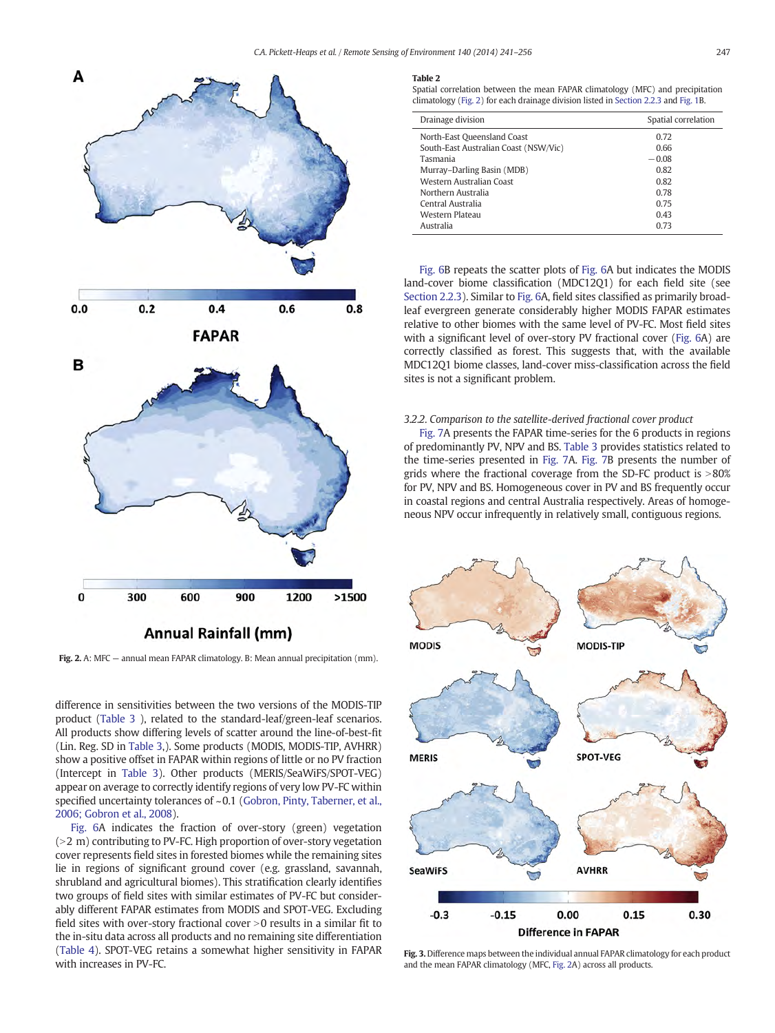Fig. 2. A: MFC — annual mean FAPAR climatology. B: Mean annual precipitation (mm).

difference in sensitivities between the two versions of the MODIS-TIP product (Table 3 ), related to the standard-leaf/green-leaf scenarios. All products show differing levels of scatter around the line-of-best-fit (Lin. Reg. SD in Table 3,). Some products (MODIS, MODIS-TIP, AVHRR) show a positive offset in FAPAR within regions of little or no PV fraction (Intercept in Table 3). Other products (MERIS/SeaWiFS/SPOT-VEG) appear on average to correctly identify regions of very low PV-FC within specified uncertainty tolerances of ~0.1 (Gobron, Pinty, Taberner, et al., 2006; Gobron et al., 2008).

Fig. 6A indicates the fraction of over-story (green) vegetation (>2 m) contributing to PV-FC. High proportion of over-story vegetation cover represents field sites in forested biomes while the remaining sites lie in regions of significant ground cover (e.g. grassland, savannah, shrubland and agricultural biomes). This stratification clearly identifies two groups of field sites with similar estimates of PV-FC but considerably different FAPAR estimates from MODIS and SPOT-VEG. Excluding field sites with over-story fractional cover >0 results in a similar fit to the in-situ data across all products and no remaining site differentiation (Table 4). SPOT-VEG retains a somewhat higher sensitivity in FAPAR with increases in PV-FC.

**Table 2**
Spatial correlation between the mean FAPAR climatology (MFC) and precipitation climatology (Fig. 2) for each drainage division listed in Section 2.2.3 and Fig. 1B.

| Drainage division | Spatial correlation |
|---|---|
| North-East Queensland Coast | 0.72 |
| South-East Australian Coast (NSW/Vic) | 0.66 |
| Tasmania | −0.08 |
| Murray–Darling Basin (MDB) | 0.82 |
| Western Australian Coast | 0.82 |
| Northern Australia | 0.78 |
| Central Australia | 0.75 |
| Western Plateau | 0.43 |
| Australia | 0.73 |

Fig. 6B repeats the scatter plots of Fig. 6A but indicates the MODIS land-cover biome classification (MDC12Q1) for each field site (see Section 2.2.3). Similar to Fig. 6A, field sites classified as primarily broad-leaf evergreen generate considerably higher MODIS FAPAR estimates relative to other biomes with the same level of PV-FC. Most field sites with a significant level of over-story PV fractional cover (Fig. 6A) are correctly classified as forest. This suggests that, with the available MDC12Q1 biome classes, land-cover miss-classification across the field sites is not a significant problem.

### 3.2.2. Comparison to the satellite-derived fractional cover product

Fig. 7A presents the FAPAR time-series for the 6 products in regions of predominantly PV, NPV and BS. Table 3 provides statistics related to the time-series presented in Fig. 7A. Fig. 7B presents the number of grids where the fractional coverage from the SD-FC product is >80% for PV, NPV and BS. Homogeneous cover in PV and BS frequently occur in coastal regions and central Australia respectively. Areas of homogeneous NPV occur infrequently in relatively small, contiguous regions.

Fig. 3. Difference maps between the individual annual FAPAR climatology for each product and the mean FAPAR climatology (MFC, Fig. 2A) across all products.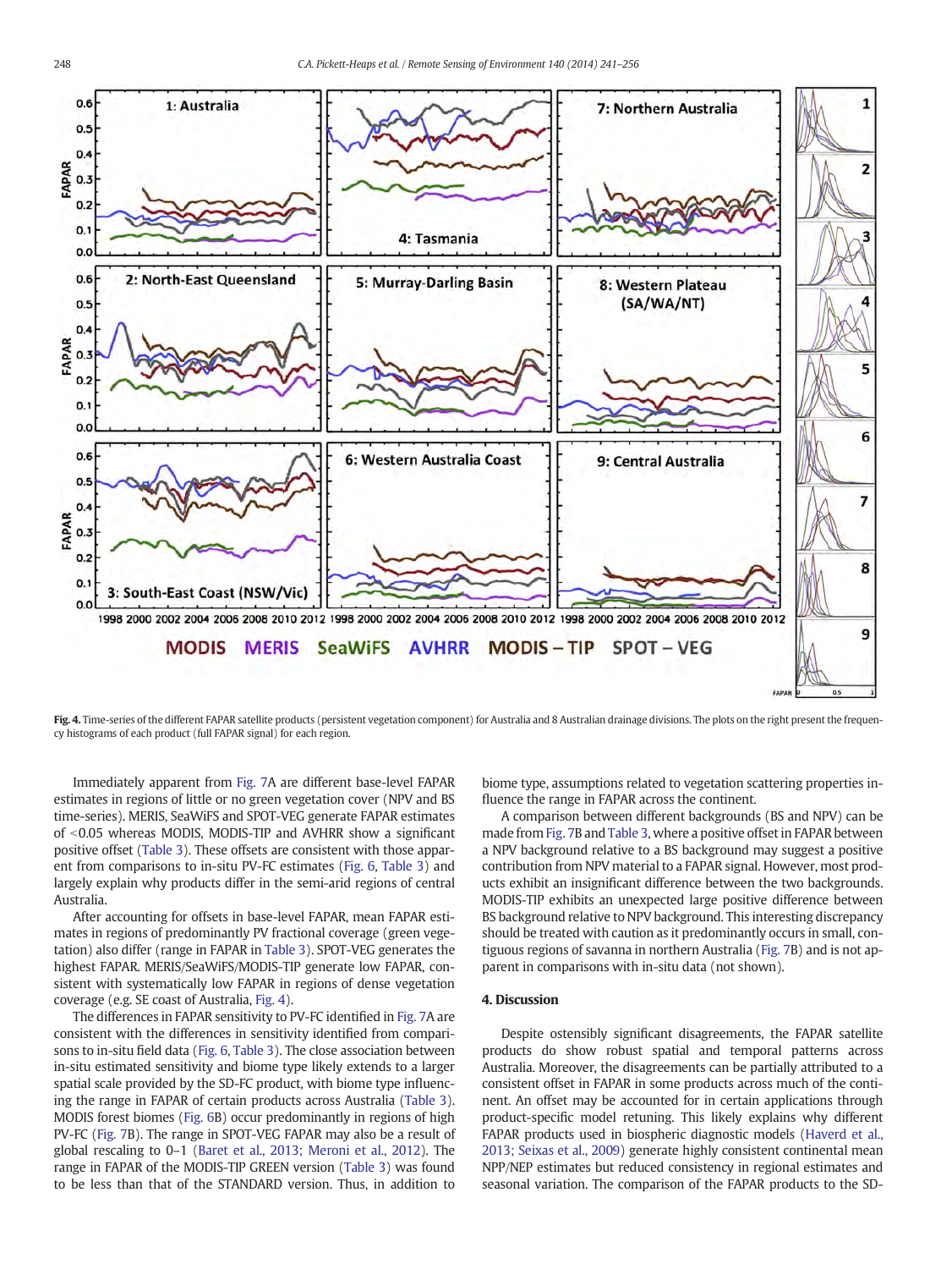**Fig. 4.** Time-series of the different FAPAR satellite products (persistent vegetation component) for Australia and 8 Australian drainage divisions. The plots on the right present the frequency histograms of each product (full FAPAR signal) for each region.

Immediately apparent from Fig. 7A are different base-level FAPAR estimates in regions of little or no green vegetation cover (NPV and BS time-series). MERIS, SeaWiFS and SPOT-VEG generate FAPAR estimates of <0.05 whereas MODIS, MODIS-TIP and AVHRR show a significant positive offset (Table 3). These offsets are consistent with those apparent from comparisons to in-situ PV-FC estimates (Fig. 6, Table 3) and largely explain why products differ in the semi-arid regions of central Australia.

After accounting for offsets in base-level FAPAR, mean FAPAR estimates in regions of predominantly PV fractional coverage (green vegetation) also differ (range in FAPAR in Table 3). SPOT-VEG generates the highest FAPAR. MERIS/SeaWiFS/MODIS-TIP generate low FAPAR, consistent with systematically low FAPAR in regions of dense vegetation coverage (e.g. SE coast of Australia, Fig. 4).

The differences in FAPAR sensitivity to PV-FC identified in Fig. 7A are consistent with the differences in sensitivity identified from comparisons to in-situ field data (Fig. 6, Table 3). The close association between in-situ estimated sensitivity and biome type likely extends to a larger spatial scale provided by the SD-FC product, with biome type influencing the range in FAPAR of certain products across Australia (Table 3). MODIS forest biomes (Fig. 6B) occur predominantly in regions of high PV-FC (Fig. 7B). The range in SPOT-VEG FAPAR may also be a result of global rescaling to 0–1 (Baret et al., 2013; Meroni et al., 2012). The range in FAPAR of the MODIS-TIP GREEN version (Table 3) was found to be less than that of the STANDARD version. Thus, in addition to biome type, assumptions related to vegetation scattering properties influence the range in FAPAR across the continent.

A comparison between different backgrounds (BS and NPV) can be made from Fig. 7B and Table 3, where a positive offset in FAPAR between a NPV background relative to a BS background may suggest a positive contribution from NPV material to a FAPAR signal. However, most products exhibit an insignificant difference between the two backgrounds. MODIS-TIP exhibits an unexpected large positive difference between BS background relative to NPV background. This interesting discrepancy should be treated with caution as it predominantly occurs in small, contiguous regions of savanna in northern Australia (Fig. 7B) and is not apparent in comparisons with in-situ data (not shown).

## 4. Discussion

Despite ostensibly significant disagreements, the FAPAR satellite products do show robust spatial and temporal patterns across Australia. Moreover, the disagreements can be partially attributed to a consistent offset in FAPAR in some products across much of the continent. An offset may be accounted for in certain applications through product-specific model retuning. This likely explains why different FAPAR products used in biospheric diagnostic models (Haverd et al., 2013; Seixas et al., 2009) generate highly consistent continental mean NPP/NEP estimates but reduced consistency in regional estimates and seasonal variation. The comparison of the FAPAR products to the SD-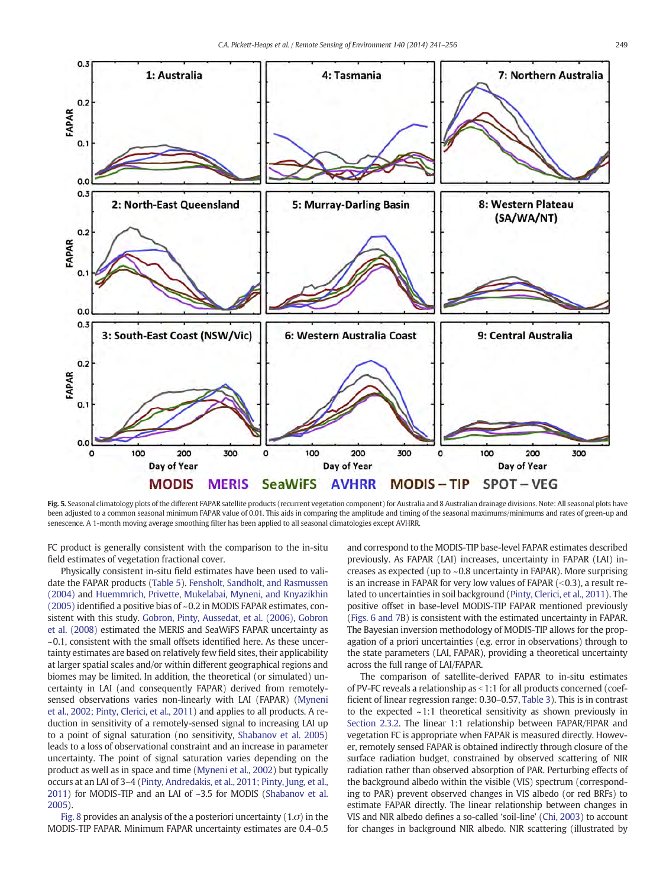**Fig. 5.** Seasonal climatology plots of the different FAPAR satellite products (recurrent vegetation component) for Australia and 8 Australian drainage divisions. Note: All seasonal plots have been adjusted to a common seasonal minimum FAPAR value of 0.01. This aids in comparing the amplitude and timing of the seasonal maximums/minimums and rates of green-up and senescence. A 1-month moving average smoothing filter has been applied to all seasonal climatologies except AVHRR.

FC product is generally consistent with the comparison to the in-situ field estimates of vegetation fractional cover.

Physically consistent in-situ field estimates have been used to validate the FAPAR products (Table 5). Fensholt, Sandholt, and Rasmussen (2004) and Huemmrich, Privette, Mukelabai, Myneni, and Knyazikhin (2005) identified a positive bias of ~0.2 in MODIS FAPAR estimates, consistent with this study. Gobron, Pinty, Aussedat, et al. (2006), Gobron et al. (2008) estimated the MERIS and SeaWiFS FAPAR uncertainty as ~0.1, consistent with the small offsets identified here. As these uncertainty estimates are based on relatively few field sites, their applicability at larger spatial scales and/or within different geographical regions and biomes may be limited. In addition, the theoretical (or simulated) uncertainty in LAI (and consequently FAPAR) derived from remotely-sensed observations varies non-linearly with LAI (FAPAR) (Myneni et al., 2002; Pinty, Clerici, et al., 2011) and applies to all products. A reduction in sensitivity of a remotely-sensed signal to increasing LAI up to a point of signal saturation (no sensitivity, Shabanov et al. 2005) leads to a loss of observational constraint and an increase in parameter uncertainty. The point of signal saturation varies depending on the product as well as in space and time (Myneni et al., 2002) but typically occurs at an LAI of 3–4 (Pinty, Andredakis, et al., 2011; Pinty, Jung, et al., 2011) for MODIS-TIP and an LAI of ~3.5 for MODIS (Shabanov et al. 2005).

Fig. 8 provides an analysis of the a posteriori uncertainty ($1.\sigma$) in the MODIS-TIP FAPAR. Minimum FAPAR uncertainty estimates are 0.4–0.5 and correspond to the MODIS-TIP base-level FAPAR estimates described previously. As FAPAR (LAI) increases, uncertainty in FAPAR (LAI) increases as expected (up to ~0.8 uncertainty in FAPAR). More surprising is an increase in FAPAR for very low values of FAPAR (<0.3), a result related to uncertainties in soil background (Pinty, Clerici, et al., 2011). The positive offset in base-level MODIS-TIP FAPAR mentioned previously (Figs. 6 and 7B) is consistent with the estimated uncertainty in FAPAR. The Bayesian inversion methodology of MODIS-TIP allows for the propagation of a priori uncertainties (e.g. error in observations) through to the state parameters (LAI, FAPAR), providing a theoretical uncertainty across the full range of LAI/FAPAR.

The comparison of satellite-derived FAPAR to in-situ estimates of PV-FC reveals a relationship as <1:1 for all products concerned (coefficient of linear regression range: 0.30–0.57, Table 3). This is in contrast to the expected ~1:1 theoretical sensitivity as shown previously in Section 2.3.2. The linear 1:1 relationship between FAPAR/FIPAR and vegetation FC is appropriate when FAPAR is measured directly. However, remotely sensed FAPAR is obtained indirectly through closure of the surface radiation budget, constrained by observed scattering of NIR radiation rather than observed absorption of PAR. Perturbing effects of the background albedo within the visible (VIS) spectrum (corresponding to PAR) prevent observed changes in VIS albedo (or red BRFs) to estimate FAPAR directly. The linear relationship between changes in VIS and NIR albedo defines a so-called 'soil-line' (Chi, 2003) to account for changes in background NIR albedo. NIR scattering (illustrated by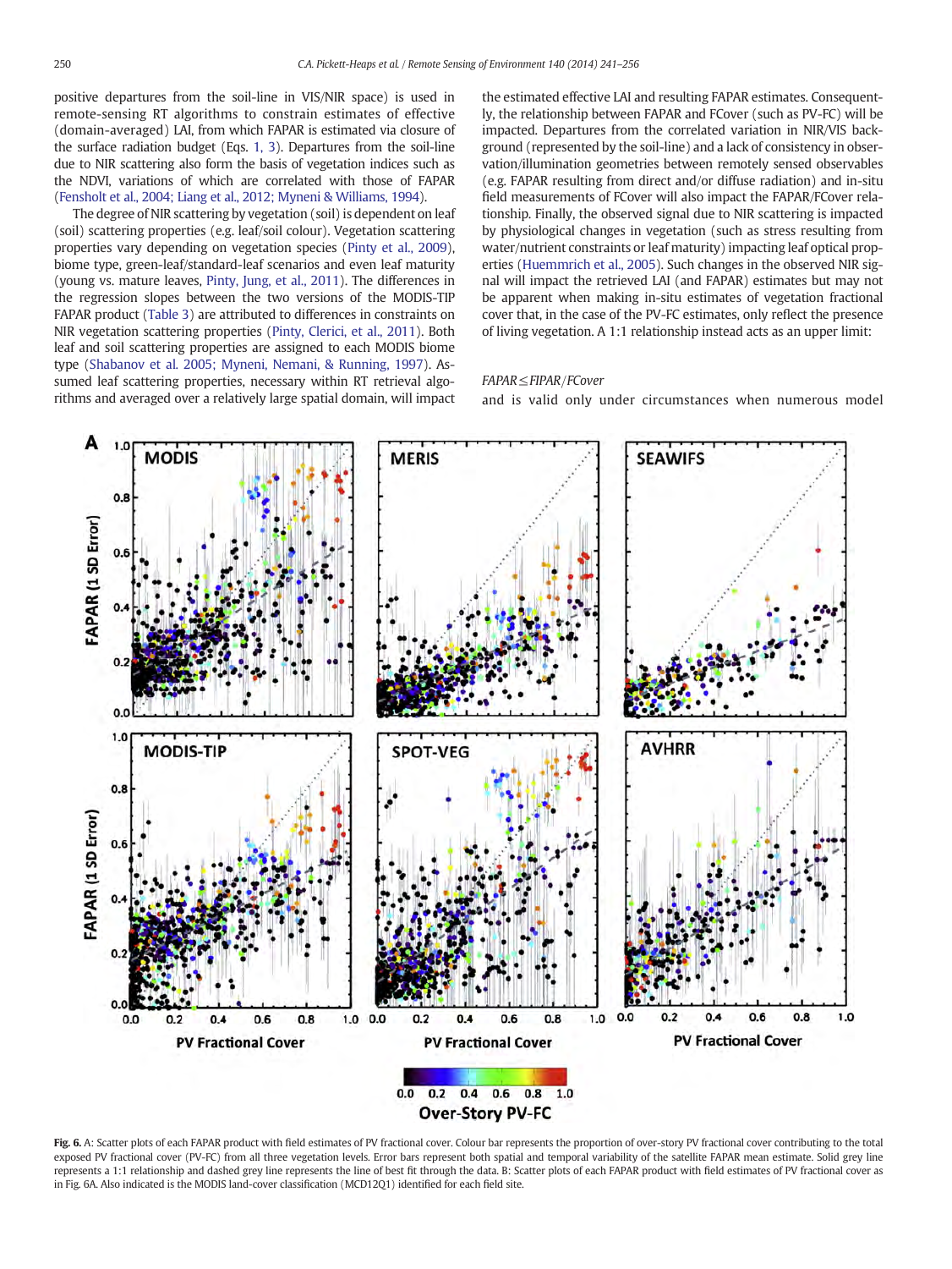positive departures from the soil-line in VIS/NIR space) is used in remote-sensing RT algorithms to constrain estimates of effective (domain-averaged) LAI, from which FAPAR is estimated via closure of the surface radiation budget (Eqs. 1, 3). Departures from the soil-line due to NIR scattering also form the basis of vegetation indices such as the NDVI, variations of which are correlated with those of FAPAR (Fensholt et al., 2004; Liang et al., 2012; Myneni & Williams, 1994).

The degree of NIR scattering by vegetation (soil) is dependent on leaf (soil) scattering properties (e.g. leaf/soil colour). Vegetation scattering properties vary depending on vegetation species (Pinty et al., 2009), biome type, green-leaf/standard-leaf scenarios and even leaf maturity (young vs. mature leaves, Pinty, Jung, et al., 2011). The differences in the regression slopes between the two versions of the MODIS-TIP FAPAR product (Table 3) are attributed to differences in constraints on NIR vegetation scattering properties (Pinty, Clerici, et al., 2011). Both leaf and soil scattering properties are assigned to each MODIS biome type (Shabanov et al. 2005; Myneni, Nemani, & Running, 1997). Assumed leaf scattering properties, necessary within RT retrieval algorithms and averaged over a relatively large spatial domain, will impact the estimated effective LAI and resulting FAPAR estimates. Consequently, the relationship between FAPAR and FCover (such as PV-FC) will be impacted. Departures from the correlated variation in NIR/VIS background (represented by the soil-line) and a lack of consistency in observation/illumination geometries between remotely sensed observables (e.g. FAPAR resulting from direct and/or diffuse radiation) and in-situ field measurements of FCover will also impact the FAPAR/FCover relationship. Finally, the observed signal due to NIR scattering is impacted by physiological changes in vegetation (such as stress resulting from water/nutrient constraints or leaf maturity) impacting leaf optical properties (Huemmrich et al., 2005). Such changes in the observed NIR signal will impact the retrieved LAI (and FAPAR) estimates but may not be apparent when making in-situ estimates of vegetation fractional cover that, in the case of the PV-FC estimates, only reflect the presence of living vegetation. A 1:1 relationship instead acts as an upper limit:

$$FAPAR \leq FIPAR/FCover$$

and is valid only under circumstances when numerous model

Fig. 6. A: Scatter plots of each FAPAR product with field estimates of PV fractional cover. Colour bar represents the proportion of over-story PV fractional cover contributing to the total exposed PV fractional cover (PV-FC) from all three vegetation levels. Error bars represent both spatial and temporal variability of the satellite FAPAR mean estimate. Solid grey line represents a 1:1 relationship and dashed grey line represents the line of best fit through the data. B: Scatter plots of each FAPAR product with field estimates of PV fractional cover as in Fig. 6A. Also indicated is the MODIS land-cover classification (MCD12Q1) identified for each field site.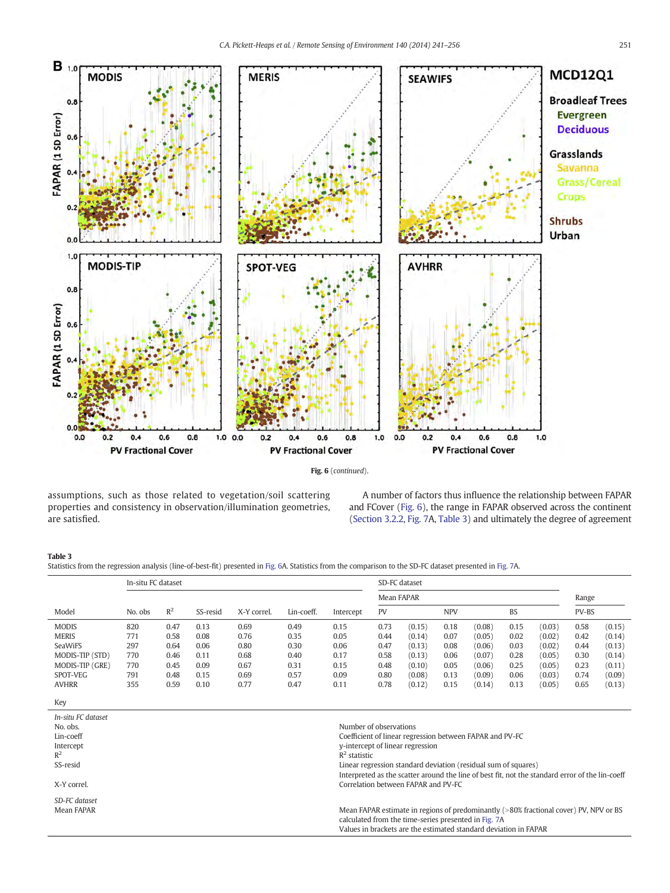Fig. 6 (*continued*).

assumptions, such as those related to vegetation/soil scattering properties and consistency in observation/illumination geometries, are satisfied.

A number of factors thus influence the relationship between FAPAR and FCover (Fig. 6), the range in FAPAR observed across the continent (Section 3.2.2, Fig. 7A, Table 3) and ultimately the degree of agreement

**Table 3**
Statistics from the regression analysis (line-of-best-fit) presented in Fig. 6A. Statistics from the comparison to the SD-FC dataset presented in Fig. 7A.

| | In-situ FC dataset | | | | | | SD-FC dataset | | | | | | | |
|---|---|---|---|---|---|---|---|---|---|---|---|---|---|---|
| | | | | | | | Mean FAPAR | | | | | | Range | |
| Model | No. obs | $R^2$ | SS-resid | X-Y correl. | Lin-coeff. | Intercept | PV | | NPV | | BS | | PV-BS | |
| MODIS | 820 | 0.47 | 0.13 | 0.69 | 0.49 | 0.15 | 0.73 | (0.15) | 0.18 | (0.08) | 0.15 | (0.03) | 0.58 | (0.15) |
| MERIS | 771 | 0.58 | 0.08 | 0.76 | 0.35 | 0.05 | 0.44 | (0.14) | 0.07 | (0.05) | 0.02 | (0.02) | 0.42 | (0.14) |
| SeaWiFS | 297 | 0.64 | 0.06 | 0.80 | 0.30 | 0.06 | 0.47 | (0.13) | 0.08 | (0.06) | 0.03 | (0.02) | 0.44 | (0.13) |
| MODIS-TIP (STD) | 770 | 0.46 | 0.11 | 0.68 | 0.40 | 0.17 | 0.58 | (0.13) | 0.06 | (0.07) | 0.28 | (0.05) | 0.30 | (0.14) |
| MODIS-TIP (GRE) | 770 | 0.45 | 0.09 | 0.67 | 0.31 | 0.15 | 0.48 | (0.10) | 0.05 | (0.06) | 0.25 | (0.05) | 0.23 | (0.11) |
| SPOT-VEG | 791 | 0.48 | 0.15 | 0.69 | 0.57 | 0.09 | 0.80 | (0.08) | 0.13 | (0.09) | 0.06 | (0.03) | 0.74 | (0.09) |
| AVHRR | 355 | 0.59 | 0.10 | 0.77 | 0.47 | 0.11 | 0.78 | (0.12) | 0.15 | (0.14) | 0.13 | (0.05) | 0.65 | (0.13) |

Key

| | |
|---|---|
| *In-situ FC dataset* | |
| No. obs. | Number of observations |
| Lin-coeff | Coefficient of linear regression between FAPAR and PV-FC |
| Intercept | y-intercept of linear regression |
| $R^2$ | $R^2$ statistic |
| SS-resid | Linear regression standard deviation (residual sum of squares) Interpreted as the scatter around the line of best fit, not the standard error of the lin-coeff |
| X-Y correl. | Correlation between FAPAR and PV-FC |
| *SD-FC dataset* | |
| Mean FAPAR | Mean FAPAR estimate in regions of predominantly (>80% fractional cover) PV, NPV or BS calculated from the time-series presented in Fig. 7A. Values in brackets are the estimated standard deviation in FAPAR |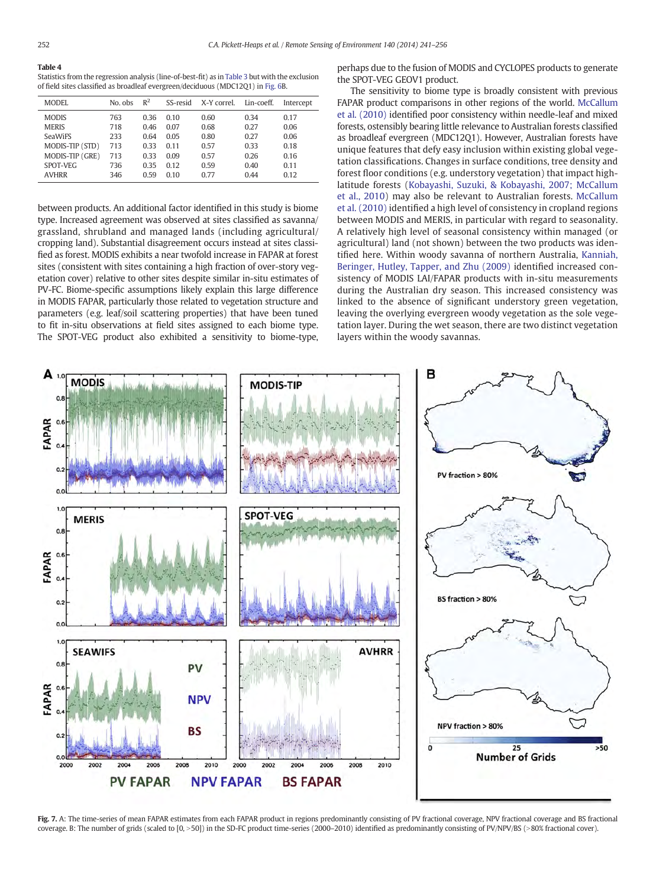**Table 4**
Statistics from the regression analysis (line-of-best-fit) as in Table 3 but with the exclusion of field sites classified as broadleaf evergreen/deciduous (MDC12Q1) in Fig. 6B.

| MODEL | No. obs | $R^2$ | SS-resid | X-Y correl. | Lin-coeff. | Intercept |
|---|---|---|---|---|---|---|
| MODIS | 763 | 0.36 | 0.10 | 0.60 | 0.34 | 0.17 |
| MERIS | 718 | 0.46 | 0.07 | 0.68 | 0.27 | 0.06 |
| SeaWiFS | 233 | 0.64 | 0.05 | 0.80 | 0.27 | 0.06 |
| MODIS-TIP (STD) | 713 | 0.33 | 0.11 | 0.57 | 0.33 | 0.18 |
| MODIS-TIP (GRE) | 713 | 0.33 | 0.09 | 0.57 | 0.26 | 0.16 |
| SPOT-VEG | 736 | 0.35 | 0.12 | 0.59 | 0.40 | 0.11 |
| AVHRR | 346 | 0.59 | 0.10 | 0.77 | 0.44 | 0.12 |

between products. An additional factor identified in this study is biome type. Increased agreement was observed at sites classified as savanna/grassland, shrubland and managed lands (including agricultural/cropping land). Substantial disagreement occurs instead at sites classified as forest. MODIS exhibits a near twofold increase in FAPAR at forest sites (consistent with sites containing a high fraction of over-story vegetation cover) relative to other sites despite similar in-situ estimates of PV-FC. Biome-specific assumptions likely explain this large difference in MODIS FAPAR, particularly those related to vegetation structure and parameters (e.g. leaf/soil scattering properties) that have been tuned to fit in-situ observations at field sites assigned to each biome type. The SPOT-VEG product also exhibited a sensitivity to biome-type, perhaps due to the fusion of MODIS and CYCLOPES products to generate the SPOT-VEG GEOV1 product.

The sensitivity to biome type is broadly consistent with previous FAPAR product comparisons in other regions of the world. McCallum et al. (2010) identified poor consistency within needle-leaf and mixed forests, ostensibly bearing little relevance to Australian forests classified as broadleaf evergreen (MDC12Q1). However, Australian forests have unique features that defy easy inclusion within existing global vegetation classifications. Changes in surface conditions, tree density and forest floor conditions (e.g. understory vegetation) that impact high-latitude forests (Kobayashi, Suzuki, & Kobayashi, 2007; McCallum et al., 2010) may also be relevant to Australian forests. McCallum et al. (2010) identified a high level of consistency in cropland regions between MODIS and MERIS, in particular with regard to seasonality. A relatively high level of seasonal consistency within managed (or agricultural) land (not shown) between the two products was identified here. Within woody savanna of northern Australia, Kanniah, Beringer, Hutley, Tapper, and Zhu (2009) identified increased consistency of MODIS LAI/FAPAR products with in-situ measurements during the Australian dry season. This increased consistency was linked to the absence of significant understory green vegetation, leaving the overlying evergreen woody vegetation as the sole vegetation layer. During the wet season, there are two distinct vegetation layers within the woody savannas.

**Fig. 7.** A: The time-series of mean FAPAR estimates from each FAPAR product in regions predominantly consisting of PV fractional coverage, NPV fractional coverage and BS fractional coverage. B: The number of grids (scaled to [0, >50]) in the SD-FC product time-series (2000–2010) identified as predominantly consisting of PV/NPV/BS (>80% fractional cover).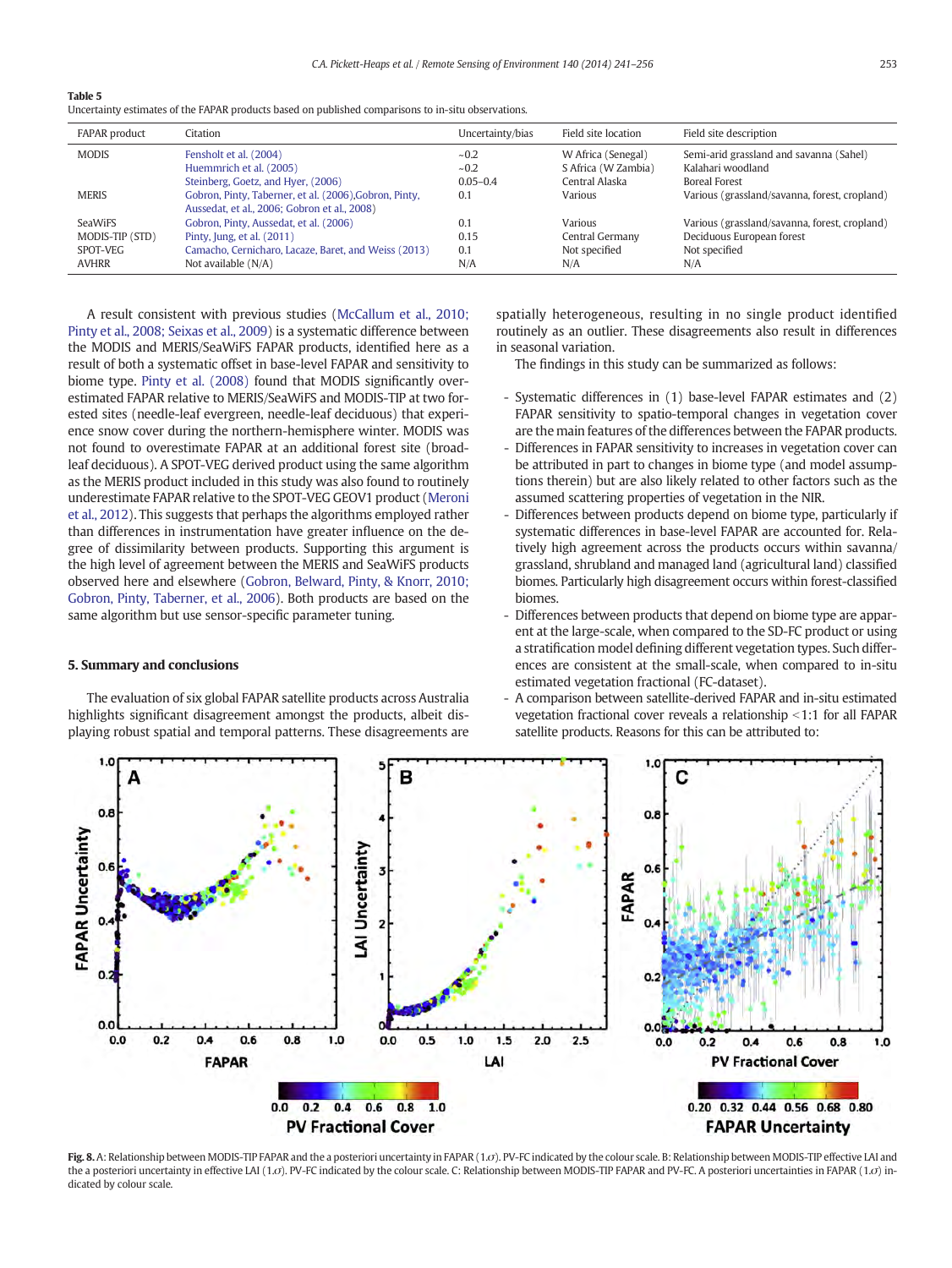**Table 5**
Uncertainty estimates of the FAPAR products based on published comparisons to in-situ observations.

| FAPAR product | Citation | Uncertainty/bias | Field site location | Field site description |
|---|---|---|---|---|
| MODIS | Fensholt et al. (2004) | ~0.2 | W Africa (Senegal) | Semi-arid grassland and savanna (Sahel) |
| | Huemmrich et al. (2005) | ~0.2 | S Africa (W Zambia) | Kalahari woodland |
| | Steinberg, Goetz, and Hyer, (2006) | 0.05–0.4 | Central Alaska | Boreal Forest |
| MERIS | Gobron, Pinty, Taberner, et al. (2006),Gobron, Pinty, Aussedat, et al., 2006; Gobron et al., 2008) | 0.1 | Various | Various (grassland/savanna, forest, cropland) |
| SeaWiFS | Gobron, Pinty, Aussedat, et al. (2006) | 0.1 | Various | Various (grassland/savanna, forest, cropland) |
| MODIS-TIP (STD) | Pinty, Jung, et al. (2011) | 0.15 | Central Germany | Deciduous European forest |
| SPOT-VEG | Camacho, Cernicharo, Lacaze, Baret, and Weiss (2013) | 0.1 | Not specified | Not specified |
| AVHRR | Not available (N/A) | N/A | N/A | N/A |

A result consistent with previous studies (McCallum et al., 2010; Pinty et al., 2008; Seixas et al., 2009) is a systematic difference between the MODIS and MERIS/SeaWiFS FAPAR products, identified here as a result of both a systematic offset in base-level FAPAR and sensitivity to biome type. Pinty et al. (2008) found that MODIS significantly overestimated FAPAR relative to MERIS/SeaWiFS and MODIS-TIP at two forested sites (needle-leaf evergreen, needle-leaf deciduous) that experience snow cover during the northern-hemisphere winter. MODIS was not found to overestimate FAPAR at an additional forest site (broadleaf deciduous). A SPOT-VEG derived product using the same algorithm as the MERIS product included in this study was also found to routinely underestimate FAPAR relative to the SPOT-VEG GEOV1 product (Meroni et al., 2012). This suggests that perhaps the algorithms employed rather than differences in instrumentation have greater influence on the degree of dissimilarity between products. Supporting this argument is the high level of agreement between the MERIS and SeaWiFS products observed here and elsewhere (Gobron, Belward, Pinty, & Knorr, 2010; Gobron, Pinty, Taberner, et al., 2006). Both products are based on the same algorithm but use sensor-specific parameter tuning.

## 5. Summary and conclusions

The evaluation of six global FAPAR satellite products across Australia highlights significant disagreement amongst the products, albeit displaying robust spatial and temporal patterns. These disagreements are spatially heterogeneous, resulting in no single product identified routinely as an outlier. These disagreements also result in differences in seasonal variation.

The findings in this study can be summarized as follows:

- Systematic differences in (1) base-level FAPAR estimates and (2) FAPAR sensitivity to spatio-temporal changes in vegetation cover are the main features of the differences between the FAPAR products.
- Differences in FAPAR sensitivity to increases in vegetation cover can be attributed in part to changes in biome type (and model assumptions therein) but are also likely related to other factors such as the assumed scattering properties of vegetation in the NIR.
- Differences between products depend on biome type, particularly if systematic differences in base-level FAPAR are accounted for. Relatively high agreement across the products occurs within savanna/grassland, shrubland and managed land (agricultural land) classified biomes. Particularly high disagreement occurs within forest-classified biomes.
- Differences between products that depend on biome type are apparent at the large-scale, when compared to the SD-FC product or using a stratification model defining different vegetation types. Such differences are consistent at the small-scale, when compared to in-situ estimated vegetation fractional (FC-dataset).
- A comparison between satellite-derived FAPAR and in-situ estimated vegetation fractional cover reveals a relationship <1:1 for all FAPAR satellite products. Reasons for this can be attributed to:

Fig. 8. A: Relationship between MODIS-TIP FAPAR and the a posteriori uncertainty in FAPAR (1.σ). PV-FC indicated by the colour scale. B: Relationship between MODIS-TIP effective LAI and the a posteriori uncertainty in effective LAI (1.σ). PV-FC indicated by the colour scale. C: Relationship between MODIS-TIP FAPAR and PV-FC. A posteriori uncertainties in FAPAR (1.σ) indicated by colour scale.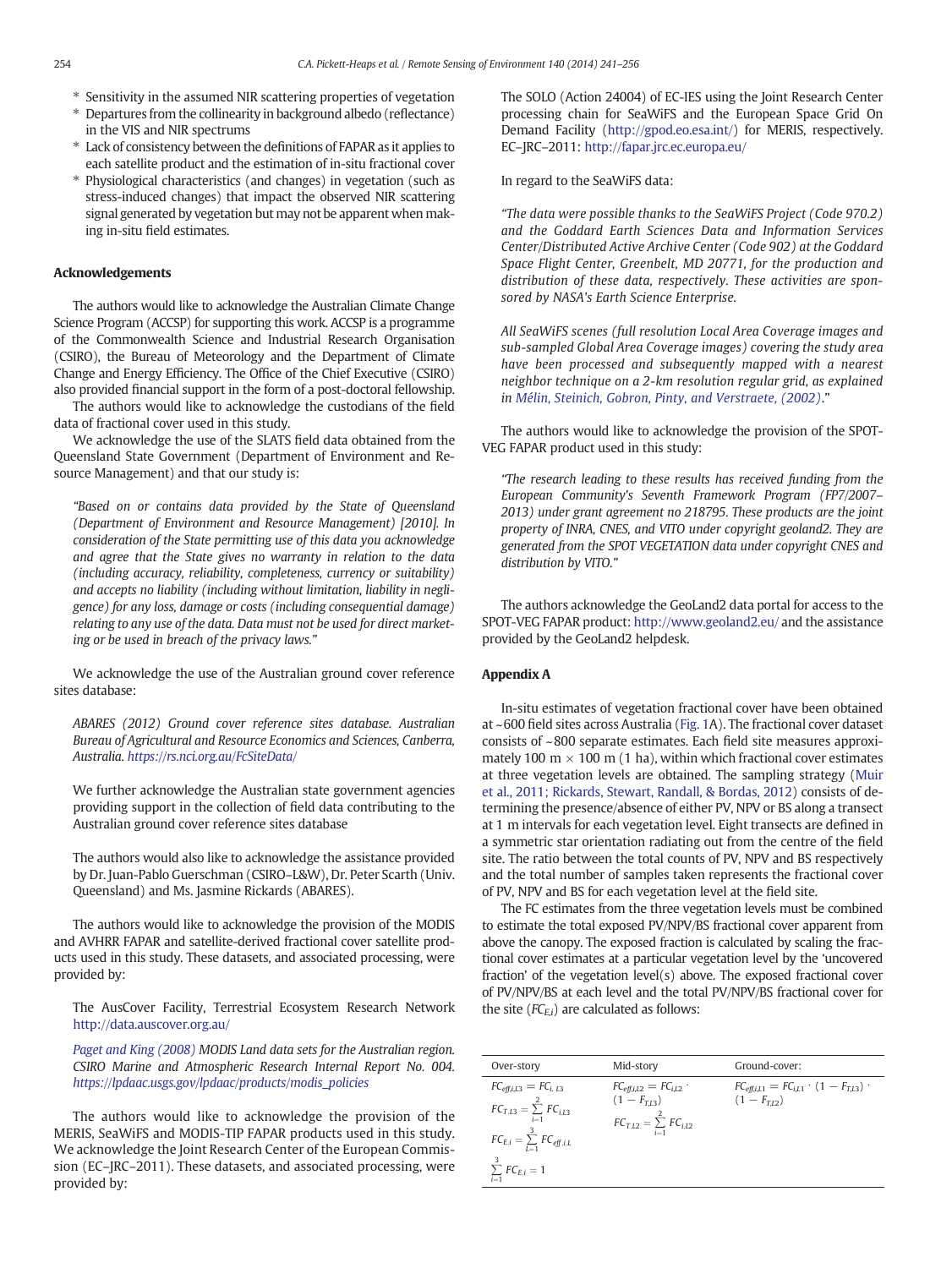* Sensitivity in the assumed NIR scattering properties of vegetation
* Departures from the collinearity in background albedo (reflectance) in the VIS and NIR spectrums
* Lack of consistency between the definitions of FAPAR as it applies to each satellite product and the estimation of in-situ fractional cover
* Physiological characteristics (and changes) in vegetation (such as stress-induced changes) that impact the observed NIR scattering signal generated by vegetation but may not be apparent when making in-situ field estimates.

## Acknowledgements

The authors would like to acknowledge the Australian Climate Change Science Program (ACCSP) for supporting this work. ACCSP is a programme of the Commonwealth Science and Industrial Research Organisation (CSIRO), the Bureau of Meteorology and the Department of Climate Change and Energy Efficiency. The Office of the Chief Executive (CSIRO) also provided financial support in the form of a post-doctoral fellowship.

The authors would like to acknowledge the custodians of the field data of fractional cover used in this study.

We acknowledge the use of the SLATS field data obtained from the Queensland State Government (Department of Environment and Resource Management) and that our study is:

*"Based on or contains data provided by the State of Queensland (Department of Environment and Resource Management) [2010]. In consideration of the State permitting use of this data you acknowledge and agree that the State gives no warranty in relation to the data (including accuracy, reliability, completeness, currency or suitability) and accepts no liability (including without limitation, liability in negligence) for any loss, damage or costs (including consequential damage) relating to any use of the data. Data must not be used for direct marketing or be used in breach of the privacy laws."*

We acknowledge the use of the Australian ground cover reference sites database:

*ABARES (2012) Ground cover reference sites database. Australian Bureau of Agricultural and Resource Economics and Sciences, Canberra, Australia. https://rs.nci.org.au/FcSiteData/*

We further acknowledge the Australian state government agencies providing support in the collection of field data contributing to the Australian ground cover reference sites database

The authors would also like to acknowledge the assistance provided by Dr. Juan-Pablo Guerschman (CSIRO–L&W), Dr. Peter Scarth (Univ. Queensland) and Ms. Jasmine Rickards (ABARES).

The authors would like to acknowledge the provision of the MODIS and AVHRR FAPAR and satellite-derived fractional cover satellite products used in this study. These datasets, and associated processing, were provided by:

The AusCover Facility, Terrestrial Ecosystem Research Network http://data.auscover.org.au/

*Paget and King (2008) MODIS Land data sets for the Australian region. CSIRO Marine and Atmospheric Research Internal Report No. 004. https://lpdaac.usgs.gov/lpdaac/products/modis_policies*

The authors would like to acknowledge the provision of the MERIS, SeaWiFS and MODIS-TIP FAPAR products used in this study. We acknowledge the Joint Research Center of the European Commission (EC–JRC–2011). These datasets, and associated processing, were provided by:

The SOLO (Action 24004) of EC-IES using the Joint Research Center processing chain for SeaWiFS and the European Space Grid On Demand Facility (http://gpod.eo.esa.int/) for MERIS, respectively. EC–JRC–2011: http://fapar.jrc.ec.europa.eu/

In regard to the SeaWiFS data:

*"The data were possible thanks to the SeaWiFS Project (Code 970.2) and the Goddard Earth Sciences Data and Information Services Center/Distributed Active Archive Center (Code 902) at the Goddard Space Flight Center, Greenbelt, MD 20771, for the production and distribution of these data, respectively. These activities are sponsored by NASA's Earth Science Enterprise.*

*All SeaWiFS scenes (full resolution Local Area Coverage images and sub-sampled Global Area Coverage images) covering the study area have been processed and subsequently mapped with a nearest neighbor technique on a 2-km resolution regular grid, as explained in Mélin, Steinich, Gobron, Pinty, and Verstraete, (2002)."*

The authors would like to acknowledge the provision of the SPOT-VEG FAPAR product used in this study:

*"The research leading to these results has received funding from the European Community's Seventh Framework Program (FP7/2007–2013) under grant agreement no 218795. These products are the joint property of INRA, CNES, and VITO under copyright geoland2. They are generated from the SPOT VEGETATION data under copyright CNES and distribution by VITO."*

The authors acknowledge the GeoLand2 data portal for access to the SPOT-VEG FAPAR product: http://www.geoland2.eu/ and the assistance provided by the GeoLand2 helpdesk.

## Appendix A

In-situ estimates of vegetation fractional cover have been obtained at ~600 field sites across Australia (Fig. 1A). The fractional cover dataset consists of ~800 separate estimates. Each field site measures approximately 100 m × 100 m (1 ha), within which fractional cover estimates at three vegetation levels are obtained. The sampling strategy (Muir et al., 2011; Rickards, Stewart, Randall, & Bordas, 2012) consists of determining the presence/absence of either PV, NPV or BS along a transect at 1 m intervals for each vegetation level. Eight transects are defined in a symmetric star orientation radiating out from the centre of the field site. The ratio between the total counts of PV, NPV and BS respectively and the total number of samples taken represents the fractional cover of PV, NPV and BS for each vegetation level at the field site.

The FC estimates from the three vegetation levels must be combined to estimate the total exposed PV/NPV/BS fractional cover apparent from above the canopy. The exposed fraction is calculated by scaling the fractional cover estimates at a particular vegetation level by the 'uncovered fraction' of the vegetation level(s) above. The exposed fractional cover of PV/NPV/BS at each level and the total PV/NPV/BS fractional cover for the site ($FC_{E,i}$) are calculated as follows:

| Over-story | Mid-story | Ground-cover: |
|---|---|---|
| $FC_{eff,i,L3} = FC_{i,L3}$<br>$FC_{T,L3} = \sum_{i=1}^{2} FC_{i,L3}$<br>$FC_{E,i} = \sum_{L=1}^{3} FC_{eff,i,L}$<br>$\sum_{i=1}^{3} FC_{E,i} = 1$ | $FC_{eff,i,L2} = FC_{i,L2} \cdot (1 - F_{T,L3})$<br>$FC_{T,L2} = \sum_{i=1}^{2} FC_{i,L2}$ | $FC_{eff,i,L1} = FC_{i,L1} \cdot (1 - F_{T,L3}) \cdot (1 - F_{T,L2})$ |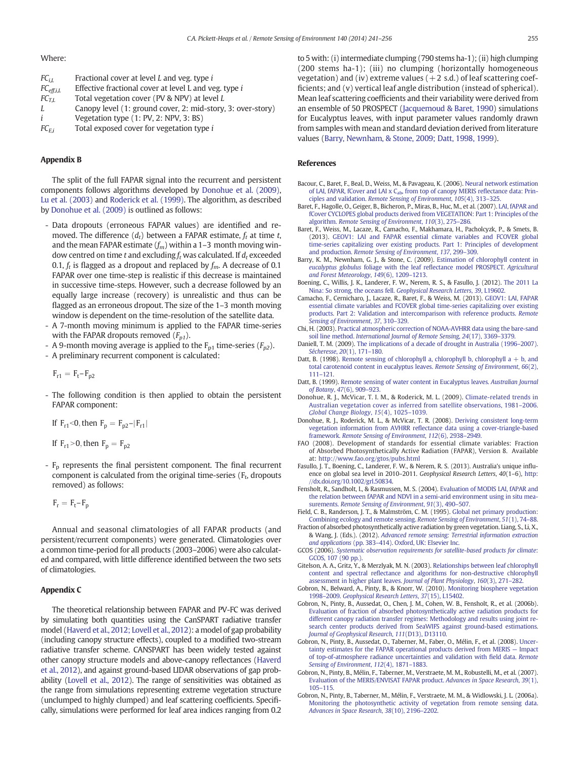Where:

| | |
|---|---|
| $FC_{i,L}$ | Fractional cover at level $L$ and veg. type $i$ |
| $FC_{eff,i,L}$ | Effective fractional cover at level L and veg. type $i$ |
| $FC_{T,L}$ | Total vegetation cover (PV & NPV) at level $L$ |
| $L$ | Canopy level (1: ground cover, 2: mid-story, 3: over-story) |
| $i$ | Vegetation type (1: PV, 2: NPV, 3: BS) |
| $FC_{E,i}$ | Total exposed cover for vegetation type $i$ |

## Appendix B

The split of the full FAPAR signal into the recurrent and persistent components follows algorithms developed by Donohue et al. (2009), Lu et al. (2003) and Roderick et al. (1999). The algorithm, as described by Donohue et al. (2009) is outlined as follows:

- Data dropouts (erroneous FAPAR values) are identified and removed. The difference ($d_t$) between a FAPAR estimate, $f_t$ at time $t$, and the mean FAPAR estimate ($f_m$) within a 1–3 month moving window centred on time $t$ and excluding $f_t$ was calculated. If $d_t$ exceeded 0.1, $f_t$ is flagged as a dropout and replaced by $f_m$. A decrease of 0.1 FAPAR over one time-step is realistic if this decrease is maintained in successive time-steps. However, such a decrease followed by an equally large increase (recovery) is unrealistic and thus can be flagged as an erroneous dropout. The size of the 1–3 month moving window is dependent on the time-resolution of the satellite data.
- A 7-month moving minimum is applied to the FAPAR time-series with the FAPAR dropouts removed ($F_{p1}$).
- A 9-month moving average is applied to the $F_{p1}$ time-series ($F_{p2}$).
- A preliminary recurrent component is calculated:

$$F_{r1} = F_t - F_{p2}$$

- The following condition is then applied to obtain the persistent FAPAR component:

$$\text{If } F_{r1} < 0, \text{ then } F_p = F_{p2} - |F_{r1}|$$

$$\text{If } F_{r1} > 0, \text{ then } F_p = F_{p2}$$

- $F_p$ represents the final persistent component. The final recurrent component is calculated from the original time-series ($F_t$, dropouts removed) as follows:

$$F_r = F_t - F_p$$

Annual and seasonal climatologies of all FAPAR products (and persistent/recurrent components) were generated. Climatologies over a common time-period for all products (2003–2006) were also calculated and compared, with little difference identified between the two sets of climatologies.

## Appendix C

The theoretical relationship between FAPAR and PV-FC was derived by simulating both quantities using the CanSPART radiative transfer model (Haverd et al., 2012; Lovell et al., 2012): a model of gap probability (including canopy structure effects), coupled to a modified two-stream radiative transfer scheme. CANSPART has been widely tested against other canopy structure models and above-canopy reflectances (Haverd et al., 2012), and against ground-based LIDAR observations of gap probability (Lovell et al., 2012). The range of sensitivities was obtained as the range from simulations representing extreme vegetation structure (unclumped to highly clumped) and leaf scattering coefficients. Specifically, simulations were performed for leaf area indices ranging from 0.2 to 5 with: (i) intermediate clumping (790 stems ha-1); (ii) high clumping (200 stems ha-1); (iii) no clumping (horizontally homogeneous vegetation) and (iv) extreme values (+2 s.d.) of leaf scattering coefficients; and (v) vertical leaf angle distribution (instead of spherical). Mean leaf scattering coefficients and their variability were derived from an ensemble of 50 PROSPECT (Jacquemoud & Baret, 1990) simulations for Eucalyptus leaves, with input parameter values randomly drawn from samples with mean and standard deviation derived from literature values (Barry, Newnham, & Stone, 2009; Datt, 1998, 1999).

## References

Bacour, C., Baret, F., Beal, D., Weiss, M., & Pavageau, K. (2006). Neural network estimation of LAI, fAPAR, fCover and LAI x $C_{ab}$, from top of canopy MERIS reflectance data: Principles and validation. *Remote Sensing of Environment*, *105*(4), 313–325.

Baret, F., Hagolle, O., Geiger, B., Bicheron, P., Miras, B., Huc, M., et al. (2007). LAI, fAPAR and fCover CYCLOPES global products derived from VEGETATION: Part 1: Principles of the algorithm. *Remote Sensing of Environment*, *110*(3), 275–286.

Baret, F., Weiss, M., Lacaze, R., Camacho, F., Makhmara, H., Pacholczyk, P., & Smets, B. (2013). GEOV1: LAI and FAPAR essential climate variables and FCOVER global time-series capitalizing over existing products. Part 1: Principles of development and production. *Remote Sensing of Environment*, *137*, 299–309.

Barry, K. M., Newnham, G. J., & Stone, C. (2009). Estimation of chlorophyll content in *eucalyptus globulus* foliage with the leaf reflectance model PROSPECT. *Agricultural and Forest Meteorology*, *149*(6), 1209–1213.

Boening, C., Willis, J. K., Landerer, F. W., Nerem, R. S., & Fasullo, J. (2012). The 2011 La Nina: So strong, the oceans fell. *Geophysical Research Letters*, *39*, L19602.

Camacho, F., Cernicharo, J., Lacaze, R., Baret, F., & Weiss, M. (2013). GEOV1: LAI, FAPAR essential climate variables and FCOVER global time-series capitalizing over existing products. Part 2: Validation and intercomparison with reference products. *Remote Sensing of Environment*, *37*, 310–329.

Chi, H. (2003). Practical atmospheric correction of NOAA-AVHRR data using the bare-sand soil line method. *International Journal of Remote Sensing*, *24*(17), 3369–3379.

Daniell, T. M. (2009). The implications of a decade of drought in Australia (1996–2007). *Sécheresse*, *20*(1), 171–180.

Datt, B. (1998). Remote sensing of chlorophyll a, chlorophyll b, chlorophyll a + b, and total carotenoid content in eucalyptus leaves. *Remote Sensing of Environment*, *66*(2), 111–121.

Datt, B. (1999). Remote sensing of water content in Eucalyptus leaves. *Australian Journal of Botany*, *47*(6), 909–923.

Donohue, R. J., McVicar, T. I. M., & Roderick, M. L. (2009). Climate-related trends in Australian vegetation cover as inferred from satellite observations, 1981–2006. *Global Change Biology*, *15*(4), 1025–1039.

Donohue, R. J., Roderick, M. L., & McVicar, T. R. (2008). Deriving consistent long-term vegetation information from AVHRR reflectance data using a cover-triangle-based framework. *Remote Sensing of Environment*, *112*(6), 2938–2949.

FAO (2008). Development of standards for essential climate variables: Fraction of Absorbed Photosynthetically Active Radiation (FAPAR), Version 8. Available at: http://www.fao.org/gtos/pubs.html

Fasullo, J. T., Boening, C., Landerer, F. W., & Nerem, R. S. (2013). Australia's unique influence on global sea level in 2010–2011. *Geophysical Research Letters*, *40*(1–6), http://dx.doi.org/10.1002/grl.50834.

Fensholt, R., Sandholt, I., & Rasmussen, M. S. (2004). Evaluation of MODIS LAI, fAPAR and the relation between fAPAR and NDVI in a semi-arid environment using in situ measurements. *Remote Sensing of Environment*, *91*(3), 490–507.

Field, C. B., Randerson, J. T., & Malmström, C. M. (1995). Global net primary production: Combining ecology and remote sensing. *Remote Sensing of Environment*, *51*(1), 74–88.

Fraction of absorbed photosynthetically active radiation by green vegetation. Liang, S., Li, X., & Wang, J. (Eds.). (2012). *Advanced remote sensing: Terrestrial information extraction and applications* (pp. 383–414). Oxford, UK: Elsevier Inc.

GCOS (2006). *Systematic observation requirements for satellite-based products for climate*: GCOS, 107 (90 pp.).

Gitelson, A. A., Gritz, Y., & Merzlyak, M. N. (2003). Relationships between leaf chlorophyll content and spectral reflectance and algorithms for non-destructive chlorophyll assessment in higher plant leaves. *Journal of Plant Physiology*, *160*(3), 271–282.

Gobron, N., Belward, A., Pinty, B., & Knorr, W. (2010). Monitoring biosphere vegetation 1998–2009. *Geophysical Research Letters*, *37*(15), L15402.

Gobron, N., Pinty, B., Aussedat, O., Chen, J. M., Cohen, W. B., Fensholt, R., et al. (2006b). Evaluation of fraction of absorbed photosynthetically active radiation products for different canopy radiation transfer regimes: Methodology and results using joint research center products derived from SeaWIFS against ground-based estimations. *Journal of Geophysical Research*, *111*(D13), D13110.

Gobron, N., Pinty, B., Aussedat, O., Taberner, M., Faber, O., Mélin, F., et al. (2008). Uncertainty estimates for the FAPAR operational products derived from MERIS — Impact of top-of-atmosphere radiance uncertainties and validation with field data. *Remote Sensing of Environment*, *112*(4), 1871–1883.

Gobron, N., Pinty, B., Mélin, F., Taberner, M., Verstraete, M. M., Robustelli, M., et al. (2007). Evaluation of the MERIS/ENVISAT FAPAR product. *Advances in Space Research*, *39*(1), 105–115.

Gobron, N., Pinty, B., Taberner, M., Mélin, F., Verstraete, M. M., & Widlowski, J. L. (2006a). Monitoring the photosynthetic activity of vegetation from remote sensing data. *Advances in Space Research*, *38*(10), 2196–2202.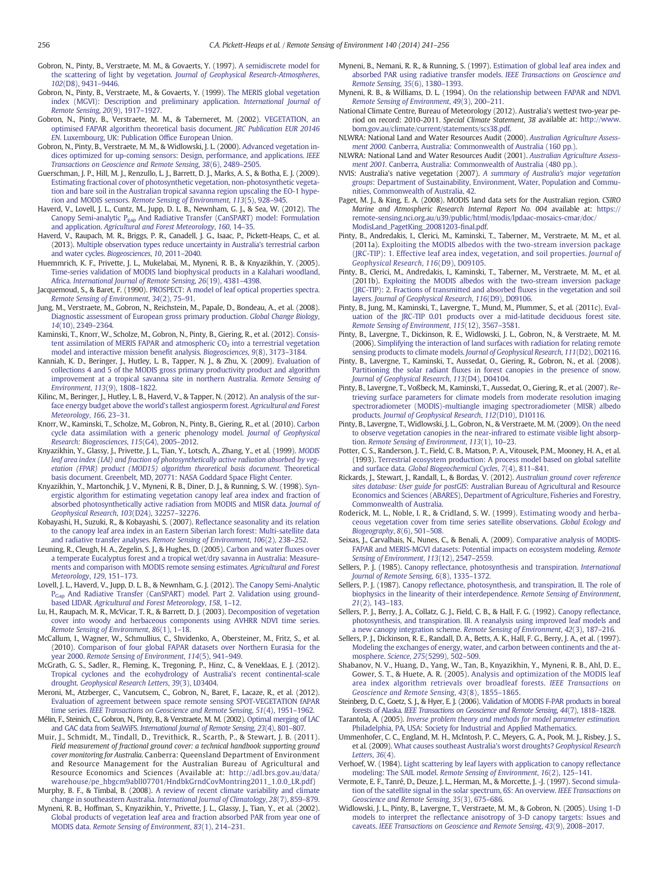Gobron, N., Pinty, B., Verstraete, M. M., & Govaerts, Y. (1997). A semidiscrete model for the scattering of light by vegetation. *Journal of Geophysical Research-Atmospheres*, *102*(D8), 9431–9446.

Gobron, N., Pinty, B., Verstraete, M., & Govaerts, Y. (1999). The MERIS global vegetation index (MGVI): Description and preliminary application. *International Journal of Remote Sensing*, *20*(9), 1917–1927.

Gobron, N., Pinty, B., Verstraete, M. M., & Taberneret, M. (2002). VEGETATION, an optimised FAPAR algorithm theoretical basis document. *JRC Publication EUR 20146 EN*. Luxembourg, UK: Publication Office European Union.

Gobron, N., Pinty, B., Verstraete, M. M., & Widlowski, J. L. (2000). Advanced vegetation indices optimized for up-coming sensors: Design, performance, and applications. *IEEE Transactions on Geoscience and Remote Sensing*, *38*(6), 2489–2505.

Guerschman, J. P., Hill, M. J., Renzullo, L. J., Barrett, D. J., Marks, A. S., & Botha, E. J. (2009). Estimating fractional cover of photosynthetic vegetation, non-photosynthetic vegetation and bare soil in the Australian tropical savanna region upscaling the EO-1 hyperion and MODIS sensors. *Remote Sensing of Environment*, *113*(5), 928–945.

Haverd, V., Lovell, J. L., Cuntz, M., Jupp, D. L. B., Newnham, G. J., & Sea, W. (2012). The Canopy Semi-analytic $P_{gap}$ And Radiative Transfer (CanSPART) model: Formulation and application. *Agricultural and Forest Meteorology*, *160*, 14–35.

Haverd, V., Raupach, M. R., Briggs, P. R., Canadell, J. G., Isaac, P., Pickett-Heaps, C., et al. (2013). Multiple observation types reduce uncertainty in Australia's terrestrial carbon and water cycles. *Biogeosciences*, *10*, 2011–2040.

Huemmrich, K. F., Privette, J. L., Mukelabai, M., Myneni, R. B., & Knyazikhin, Y. (2005). Time-series validation of MODIS land biophysical products in a Kalahari woodland, Africa. *International Journal of Remote Sensing*, *26*(19), 4381–4398.

Jacquemoud, S., & Baret, F. (1990). PROSPECT: A model of leaf optical properties spectra. *Remote Sensing of Environment*, *34*(2), 75–91.

Jung, M., Verstraete, M., Gobron, N., Reichstein, M., Papale, D., Bondeau, A., et al. (2008). Diagnostic assessment of European gross primary production. *Global Change Biology*, *14*(10), 2349–2364.

Kaminski, T., Knorr, W., Scholze, M., Gobron, N., Pinty, B., Giering, R., et al. (2012). Consistent assimilation of MERIS FAPAR and atmospheric $CO_2$ into a terrestrial vegetation model and interactive mission benefit analysis. *Biogeosciences*, *9*(8), 3173–3184.

Kanniah, K. D., Beringer, J., Hutley, L. B., Tapper, N. J., & Zhu, X. (2009). Evaluation of collections 4 and 5 of the MODIS gross primary productivity product and algorithm improvement at a tropical savanna site in northern Australia. *Remote Sensing of Environment*, *113*(9), 1808–1822.

Kilinc, M., Beringer, J., Hutley, L. B., Haverd, V., & Tapper, N. (2012). An analysis of the surface energy budget above the world's tallest angiosperm forest. *Agricultural and Forest Meteorology*, *166*, 23–31.

Knorr, W., Kaminski, T., Scholze, M., Gobron, N., Pinty, B., Giering, R., et al. (2010). Carbon cycle data assimilation with a generic phenology model. *Journal of Geophysical Research: Biogeosciences*, *115*(G4), 2005–2012.

Knyazikhin, Y., Glassy, J., Privette, J. L., Tian, Y., Lotsch, A., Zhang, Y., et al. (1999). *MODIS leaf area index (LAI) and fraction of photosynthetically active radiation absorbed by vegetation (FPAR) product (MOD15) algorithm theoretical basis document*. Theoretical basis document. Greenbelt, MD, 20771: NASA Goddard Space Flight Center.

Knyazikhin, Y., Martonchik, J. V., Myneni, R. B., Diner, D. J., & Running, S. W. (1998). Synergistic algorithm for estimating vegetation canopy leaf area index and fraction of absorbed photosynthetically active radiation from MODIS and MISR data. *Journal of Geophysical Research*, *103*(D24), 32257–32276.

Kobayashi, H., Suzuki, R., & Kobayashi, S. (2007). Reflectance seasonality and its relation to the canopy leaf area index in an Eastern Siberian larch forest: Multi-satellite data and radiative transfer analyses. *Remote Sensing of Environment*, *106*(2), 238–252.

Leuning, R., Cleugh, H. A., Zegelin, S. J., & Hughes, D. (2005). Carbon and water fluxes over a temperate Eucalyptus forest and a tropical wet/dry savanna in Australia: Measurements and comparison with MODIS remote sensing estimates. *Agricultural and Forest Meteorology*, *129*, 151–173.

Lovell, J. L., Haverd, V., Jupp, D. L. B., & Newnham, G. J. (2012). The Canopy Semi-Analytic $P_{Gap}$ And Radiative Transfer (CanSPART) model. Part 2. Validation using ground-based LIDAR. *Agricultural and Forest Meteorology*, *158*, 1–12.

Lu, H., Raupach, M. R., McVicar, T. R., & Barrett, D. J. (2003). Decomposition of vegetation cover into woody and herbaceous components using AVHRR NDVI time series. *Remote Sensing of Environment*, *86*(1), 1–18.

McCallum, I., Wagner, W., Schmullius, C., Shvidenko, A., Obersteiner, M., Fritz, S., et al. (2010). Comparison of four global FAPAR datasets over Northern Eurasia for the year 2000. *Remote Sensing of Environment*, *114*(5), 941–949.

McGrath, G. S., Sadler, R., Fleming, K., Tregoning, P., Hinz, C., & Veneklaas, E. J. (2012). Tropical cyclones and the ecohydrology of Australia's recent continental-scale drought. *Geophysical Research Letters*, *39*(3), L03404.

Meroni, M., Atzberger, C., Vancutsem, C., Gobron, N., Baret, F., Lacaze, R., et al. (2012). Evaluation of agreement between space remote sensing SPOT-VEGETATION fAPAR time series. *IEEE Transactions on Geoscience and Remote Sensing*, *51*(4), 1951–1962.

Mélin, F., Steinich, C., Gobron, N., Pinty, B., & Verstraete, M. M. (2002). Optimal merging of LAC and GAC data from SeaWiFS. *International Journal of Remote Sensing*, *23*(4), 801–807.

Muir, J., Schmidt, M., Tindall, D., Trevithick, R., Scarth, P., & Stewart, J. B. (2011). *Field measurement of fractional ground cover: a technical handbook supporting ground cover monitoring for Australia*. Canberra: Queensland Department of Environment and Resource Management for the Australian Bureau of Agricultural and Resource Economics and Sciences (Available at: http://adl.brs.gov.au/data/warehouse/pe_hbgcm9abll07701/HndbkGrndCovMontring2011_1.0.0_LR.pdf)

Murphy, B. F., & Timbal, B. (2008). A review of recent climate variability and climate change in southeastern Australia. *International Journal of Climatology*, *28*(7), 859–879.

Myneni, R. B., Hoffman, S., Knyazikhin, Y., Privette, J. L., Glassy, J., Tian, Y., et al. (2002). Global products of vegetation leaf area and fraction absorbed PAR from year one of MODIS data. *Remote Sensing of Environment*, *83*(1), 214–231.

Myneni, B., Nemani, R. R., & Running, S. (1997). Estimation of global leaf area index and absorbed PAR using radiative transfer models. *IEEE Transactions on Geoscience and Remote Sensing*, *35*(6), 1380–1393.

Myneni, R. B., & Williams, D. L. (1994). On the relationship between FAPAR and NDVI. *Remote Sensing of Environment*, *49*(3), 200–211.

National Climate Centre, Bureau of Meteorology (2012). Australia's wettest two-year period on record: 2010-2011. *Special Climate Statement*, *38* available at: http://www.bom.gov.au/climate/current/statements/scs38.pdf.

NLWRA: National Land and Water Resources Audit (2000). *Australian Agriculture Assessment 2000*. Canberra, Australia: Commonwealth of Australia (160 pp.).

NLWRA: National Land and Water Resources Audit (2001). *Australian Agriculture Assessment 2001*. Canberra, Australia: Commonwealth of Australia (480 pp.).

NVIS: Australia's native vegetation (2007). *A summary of Australia's major vegetation groups*: Department of Sustainability, Environment, Water, Population and Communities, Commonwealth of Australia, 42.

Paget, M. J., & King, E. A. (2008). MODIS land data sets for the Australian region. *CSIRO Marine and Atmospheric Research Internal Report No. 004* available at: https://remote-sensing.nci.org.au/u39/public/html/modis/lpdaac-mosaics-cmar/doc/ModisLand_PagetKing_20081203-final.pdf.

Pinty, B., Andredakis, I., Clerici, M., Kaminski, T., Taberner, M., Verstraete, M. M., et al. (2011a). Exploiting the MODIS albedos with the two-stream inversion package (JRC-TIP): 1. Effective leaf area index, vegetation, and soil properties. *Journal of Geophysical Research*, *116*(D9), D09105.

Pinty, B., Clerici, M., Andredakis, I., Kaminski, T., Taberner, M., Verstraete, M. M., et al. (2011b). Exploiting the MODIS albedos with the two-stream inversion package (JRC-TIP): 2. Fractions of transmitted and absorbed fluxes in the vegetation and soil layers. *Journal of Geophysical Research*, *116*(D9), D09106.

Pinty, B., Jung, M., Kaminski, T., Lavergne, T., Mund, M., Plummer, S., et al. (2011c). Evaluation of the JRC-TIP 0.01 products over a mid-latitude deciduous forest site. *Remote Sensing of Environment*, *115*(12), 3567–3581.

Pinty, B., Lavergne, T., Dickinson, R. E., Widlowski, J. L., Gobron, N., & Verstraete, M. M. (2006). Simplifying the interaction of land surfaces with radiation for relating remote sensing products to climate models. *Journal of Geophysical Research*, *111*(D2), D02116.

Pinty, B., Lavergne, T., Kaminski, T., Aussedat, O., Giering, R., Gobron, N., et al. (2008). Partitioning the solar radiant fluxes in forest canopies in the presence of snow. *Journal of Geophysical Research*, *113*(D4), D04104.

Pinty, B., Lavergne, T., Voßbeck, M., Kaminski, T., Aussedat, O., Giering, R., et al. (2007). Retrieving surface parameters for climate models from moderate resolution imaging spectroradiometer (MODIS)-multiangle imaging spectroradiometer (MISR) albedo products. *Journal of Geophysical Research*, *112*(D10), D10116.

Pinty, B., Lavergne, T., Widlowski, J. L., Gobron, N., & Verstraete, M. M. (2009). On the need to observe vegetation canopies in the near-infrared to estimate visible light absorption. *Remote Sensing of Environment*, *113*(1), 10–23.

Potter, C. S., Randerson, J. T., Field, C. B., Matson, P. A., Vitousek, P.M., Mooney, H. A., et al. (1993). Terrestrial ecosystem production: A process model based on global satellite and surface data. *Global Biogeochemical Cycles*, *7*(4), 811–841.

Rickards, J., Stewart, J., Randall, L., & Bordas, V. (2012). *Australian ground cover reference sites database: User guide for postGIS*: Australian Bureau of Agricultural and Resource Economics and Sciences (ABARES), Department of Agriculture, Fisheries and Forestry, Commonwealth of Australia.

Roderick, M. L., Noble, I. R., & Cridland, S. W. (1999). Estimating woody and herbaceous vegetation cover from time series satellite observations. *Global Ecology and Biogeography*, *8*(6), 501–508.

Seixas, J., Carvalhais, N., Nunes, C., & Benali, A. (2009). Comparative analysis of MODIS-FAPAR and MERIS-MGVI datasets: Potential impacts on ecosystem modeling. *Remote Sensing of Environment*, *113*(12), 2547–2559.

Sellers, P. J. (1985). Canopy reflectance, photosynthesis, and transpiration. *International Journal of Remote Sensing*, *6*(8), 1335–1372.

Sellers, P. J. (1987). Canopy reflectance, photosynthesis, and transpiration, II. The role of biophysics in the linearity of their interdependence. *Remote Sensing of Environment*, *21*(2), 143–183.

Sellers, P. J., Berry, J. A., Collatz, G. J., Field, C. B., & Hall, F. G. (1992). Canopy reflectance, photosynthesis, and transpiration. III. A reanalysis using improved leaf models and a new canopy integration scheme. *Remote Sensing of Environment*, *42*(3), 187–216.

Sellers, P. J., Dickinson, R. E., Randall, D. A., Betts, A. K., Hall, F. G., Berry, J. A., et al. (1997). Modeling the exchanges of energy, water, and carbon between continents and the atmosphere. *Science*, *275*(5299), 502–509.

Shabanov, N. V., Huang, D., Yang, W., Tan, B., Knyazikhin, Y., Myneni, R. B., Ahl, D. E., Gower, S. T., & Huete, A. R. (2005). Analysis and optimization of the MODIS leaf area index algorithm retrievals over broadleaf forests. *IEEE Transactions on Geoscience and Remote Sensing*, *43*(8), 1855–1865.

Steinberg, D. C., Goetz, S. J., & Hyer, E. J. (2006). Validation of MODIS F-PAR products in boreal forests of Alaska. *IEEE Transactions on Geoscience and Remote Sensing*, *44*(7), 1818–1828.

Tarantola, A. (2005). *Inverse problem theory and methods for model parameter estimation*. Philadelphia, PA, USA: Society for Industrial and Applied Mathematics.

Ummenhofer, C. C., England, M. H., McIntosh, P. C., Meyers, G. A., Pook, M. J., Risbey, J. S., et al. (2009). What causes southeast Australia's worst droughts? *Geophysical Research Letters*, *36*(4).

Verhoef, W. (1984). Light scattering by leaf layers with application to canopy reflectance modeling: The SAIL model. *Remote Sensing of Environment*, *16*(2), 125–141.

Vermote, E. F., Tanré, D., Deuze, J. L., Herman, M., & Morcette, J. -J. (1997). Second simulation of the satellite signal in the solar spectrum, 6S: An overview. *IEEE Transactions on Geoscience and Remote Sensing*, *35*(3), 675–686.

Widlowski, J. L., Pinty, B., Lavergne, T., Verstraete, M. M., & Gobron, N. (2005). Using 1-D models to interpret the reflectance anisotropy of 3-D canopy targets: Issues and caveats. *IEEE Transactions on Geoscience and Remote Sensing*, *43*(9), 2008–2017.